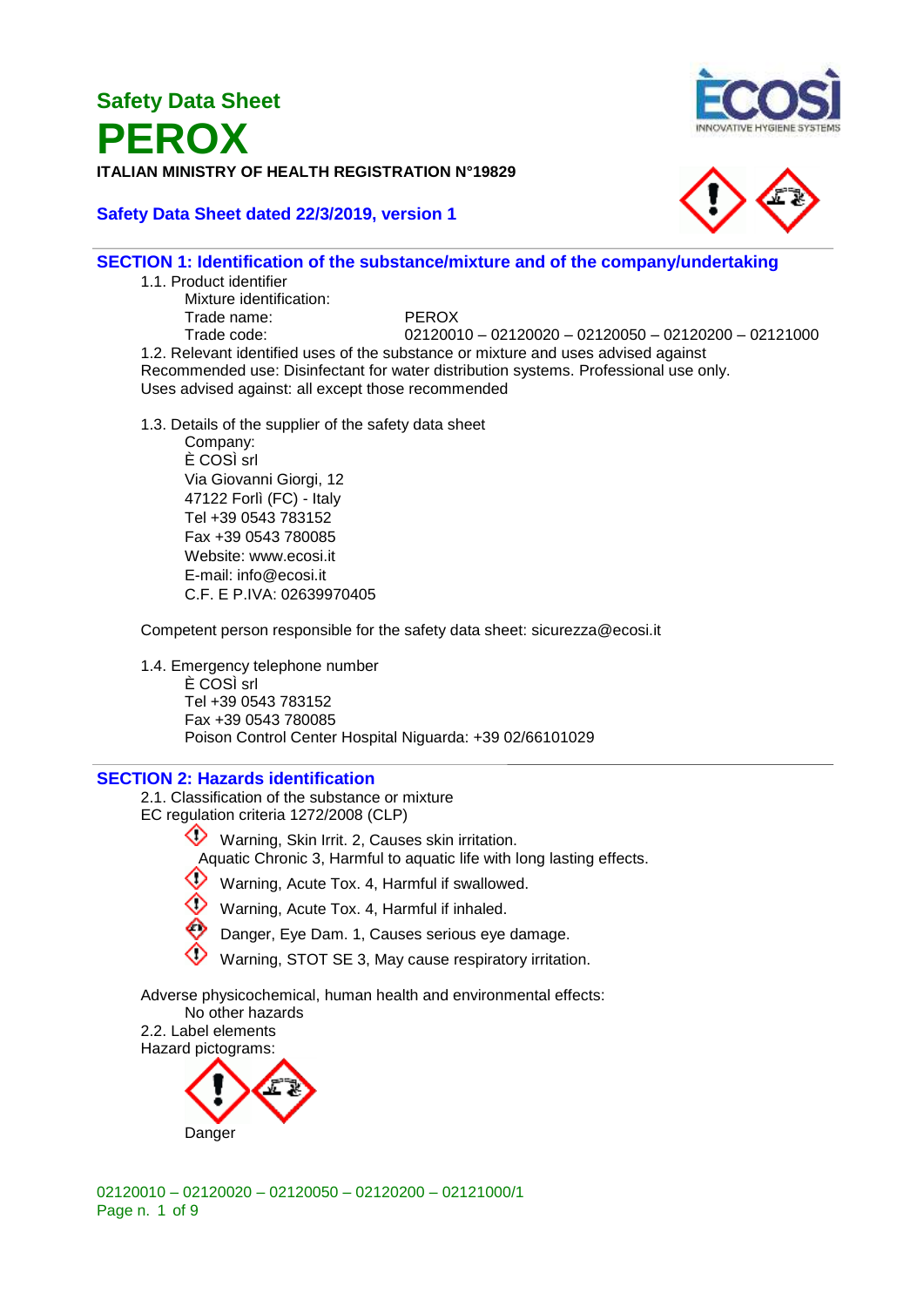# Safety Data Sheet

# PEROX

**ITALIAN MINISTRY OF HEALTH REGISTRATION N°19829**

**Safety Data Sheet dated 22/3/2019, version 1**

## SECTION 1: Identification of the substance/mixture and of the company/undertaking

1.1. Product identifier

Mixture identification:

Trade name: PEROX

Trade code: 02120010 – 02120020 – 02120050 – 02120200 – 02121000

1.2. Relevant identified uses of the substance or mixture and uses advised against

Recommended use: Disinfectant for water distribution systems. Professional use only.

Uses advised against: all except those recommended

1.3. Details of the supplier of the safety data sheet

Company:

È COSÌ srl
Via Giovanni Giorgi, 12
47122 Forlì (FC) - Italy
Tel +39 0543 783152
Fax +39 0543 780085
Website: www.ecosi.it
E-mail: info@ecosi.it
C.F. E P.IVA: 02639970405

Competent person responsible for the safety data sheet: sicurezza@ecosi.it

1.4. Emergency telephone number

È COSÌ srl
Tel +39 0543 783152
Fax +39 0543 780085
Poison Control Center Hospital Niguarda: +39 02/66101029

## SECTION 2: Hazards identification

2.1. Classification of the substance or mixture

EC regulation criteria 1272/2008 (CLP)

- Warning, Skin Irrit. 2, Causes skin irritation.
- Aquatic Chronic 3, Harmful to aquatic life with long lasting effects.
- Warning, Acute Tox. 4, Harmful if swallowed.
- Warning, Acute Tox. 4, Harmful if inhaled.
- Danger, Eye Dam. 1, Causes serious eye damage.
- Warning, STOT SE 3, May cause respiratory irritation.

Adverse physicochemical, human health and environmental effects:

No other hazards

2.2. Label elements

Hazard pictograms:

Danger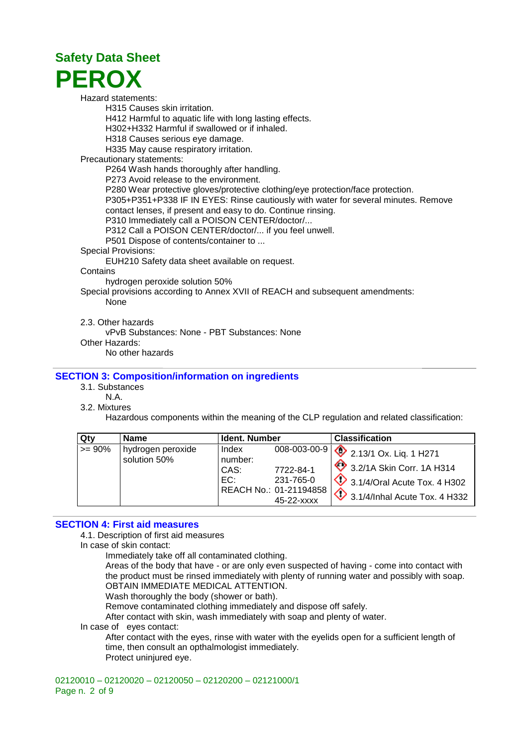Hazard statements:

H315 Causes skin irritation.
H412 Harmful to aquatic life with long lasting effects.
H302+H332 Harmful if swallowed or if inhaled.
H318 Causes serious eye damage.
H335 May cause respiratory irritation.

Precautionary statements:

P264 Wash hands thoroughly after handling.
P273 Avoid release to the environment.
P280 Wear protective gloves/protective clothing/eye protection/face protection.
P305+P351+P338 IF IN EYES: Rinse cautiously with water for several minutes. Remove contact lenses, if present and easy to do. Continue rinsing.
P310 Immediately call a POISON CENTER/doctor/...
P312 Call a POISON CENTER/doctor/... if you feel unwell.
P501 Dispose of contents/container to ...

Special Provisions:

EUH210 Safety data sheet available on request.

Contains

hydrogen peroxide solution 50%

Special provisions according to Annex XVII of REACH and subsequent amendments:

None

2.3. Other hazards

vPvB Substances: None - PBT Substances: None

Other Hazards:

No other hazards

## SECTION 3: Composition/information on ingredients

3.1. Substances

N.A.

3.2. Mixtures

Hazardous components within the meaning of the CLP regulation and related classification:

| Qty | Name | Ident. Number | | Classification |
|---|---|---|---|---|
| >= 90% | hydrogen peroxide solution 50% | Index number: | 008-003-00-9 | 2.13/1 Ox. Liq. 1 H271 |
| | | CAS: | 7722-84-1 | 3.2/1A Skin Corr. 1A H314 |
| | | EC: | 231-765-0 | 3.1/4/Oral Acute Tox. 4 H302 |
| | | REACH No.: | 01-2119485845-22-xxxx | 3.1/4/Inhal Acute Tox. 4 H332 |

## SECTION 4: First aid measures

4.1. Description of first aid measures

In case of skin contact:

Immediately take off all contaminated clothing.
Areas of the body that have - or are only even suspected of having - come into contact with the product must be rinsed immediately with plenty of running water and possibly with soap. OBTAIN IMMEDIATE MEDICAL ATTENTION.
Wash thoroughly the body (shower or bath).
Remove contaminated clothing immediately and dispose off safely.
After contact with skin, wash immediately with soap and plenty of water.

In case of eyes contact:

After contact with the eyes, rinse with water with the eyelids open for a sufficient length of time, then consult an opthalmologist immediately.
Protect uninjured eye.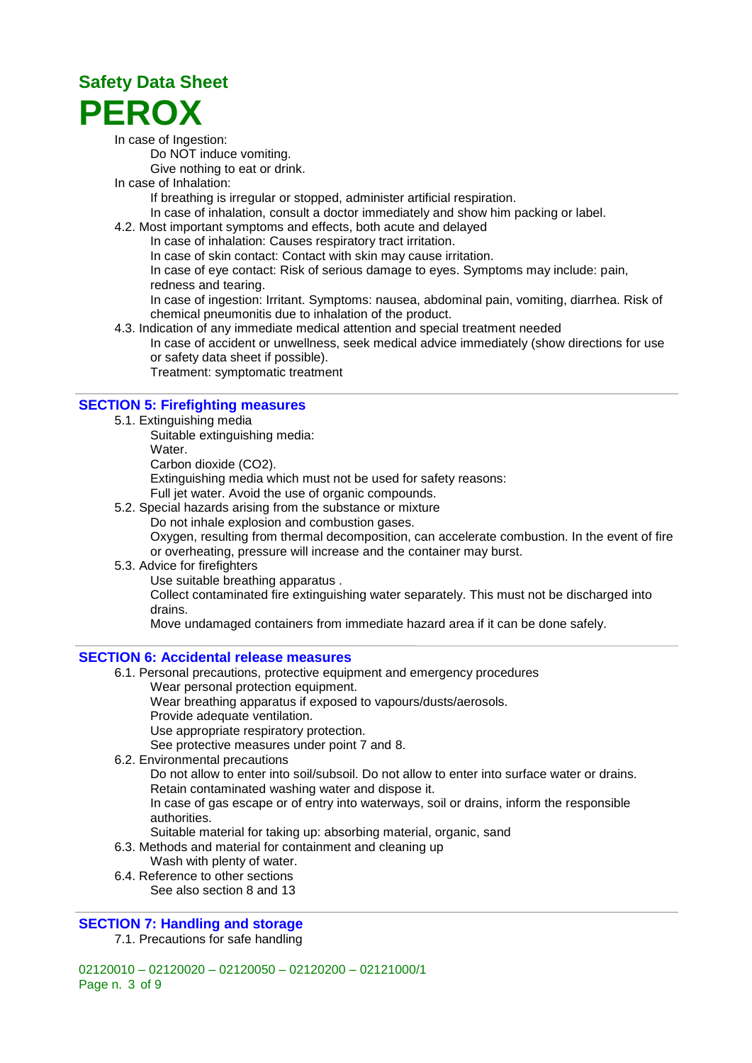In case of Ingestion:

Do NOT induce vomiting.

Give nothing to eat or drink.

In case of Inhalation:

If breathing is irregular or stopped, administer artificial respiration.

In case of inhalation, consult a doctor immediately and show him packing or label.

4.2. Most important symptoms and effects, both acute and delayed

In case of inhalation: Causes respiratory tract irritation.

In case of skin contact: Contact with skin may cause irritation.

In case of eye contact: Risk of serious damage to eyes. Symptoms may include: pain, redness and tearing.

In case of ingestion: Irritant. Symptoms: nausea, abdominal pain, vomiting, diarrhea. Risk of chemical pneumonitis due to inhalation of the product.

4.3. Indication of any immediate medical attention and special treatment needed

In case of accident or unwellness, seek medical advice immediately (show directions for use or safety data sheet if possible).

Treatment: symptomatic treatment

## SECTION 5: Firefighting measures

5.1. Extinguishing media

Suitable extinguishing media:

Water.

Carbon dioxide ($CO_2$).

Extinguishing media which must not be used for safety reasons:

Full jet water. Avoid the use of organic compounds.

5.2. Special hazards arising from the substance or mixture

Do not inhale explosion and combustion gases.

Oxygen, resulting from thermal decomposition, can accelerate combustion. In the event of fire or overheating, pressure will increase and the container may burst.

5.3. Advice for firefighters

Use suitable breathing apparatus .

Collect contaminated fire extinguishing water separately. This must not be discharged into drains.

Move undamaged containers from immediate hazard area if it can be done safely.

## SECTION 6: Accidental release measures

6.1. Personal precautions, protective equipment and emergency procedures

Wear personal protection equipment.

Wear breathing apparatus if exposed to vapours/dusts/aerosols.

Provide adequate ventilation.

Use appropriate respiratory protection.

See protective measures under point 7 and 8.

6.2. Environmental precautions

Do not allow to enter into soil/subsoil. Do not allow to enter into surface water or drains.

Retain contaminated washing water and dispose it.

In case of gas escape or of entry into waterways, soil or drains, inform the responsible authorities.

Suitable material for taking up: absorbing material, organic, sand

6.3. Methods and material for containment and cleaning up

Wash with plenty of water.

6.4. Reference to other sections

See also section 8 and 13

## SECTION 7: Handling and storage

7.1. Precautions for safe handling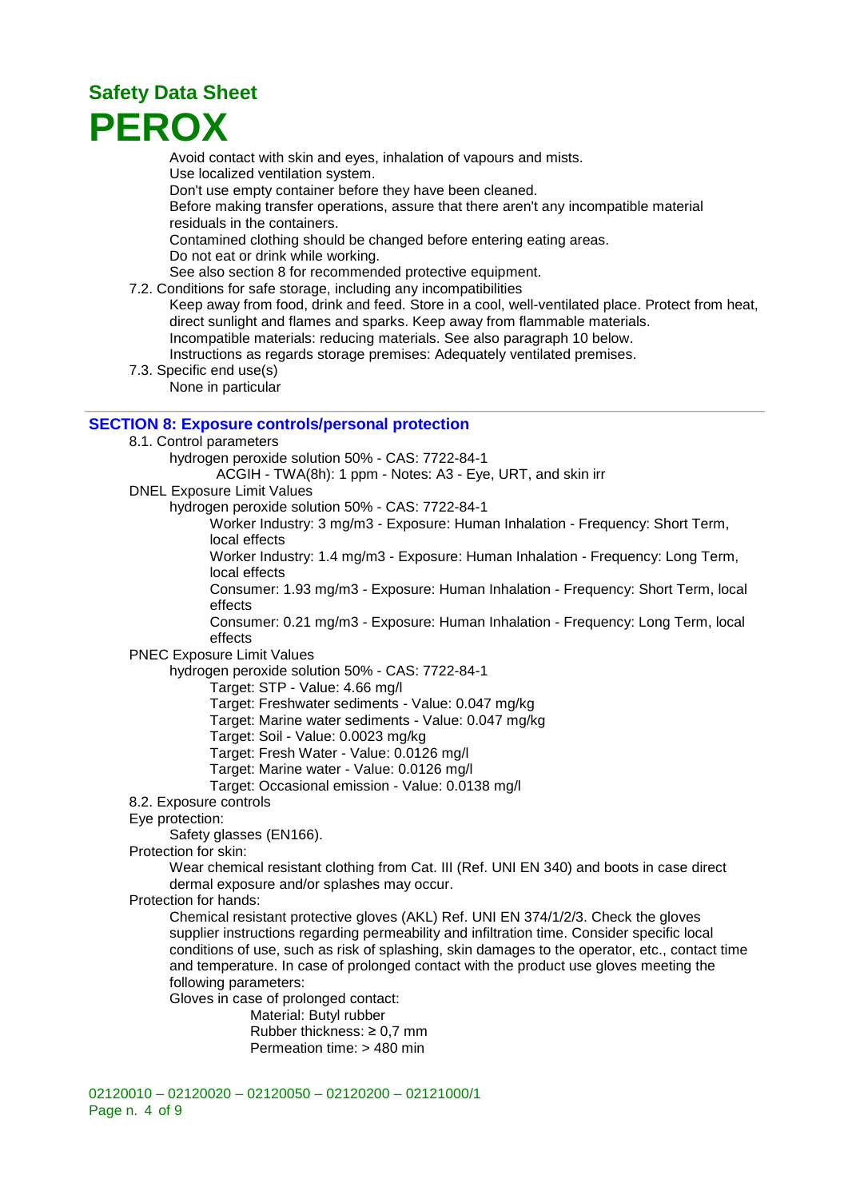Avoid contact with skin and eyes, inhalation of vapours and mists.
Use localized ventilation system.
Don't use empty container before they have been cleaned.
Before making transfer operations, assure that there aren't any incompatible material residuals in the containers.
Contamined clothing should be changed before entering eating areas.
Do not eat or drink while working.
See also section 8 for recommended protective equipment.

7.2. Conditions for safe storage, including any incompatibilities

Keep away from food, drink and feed. Store in a cool, well-ventilated place. Protect from heat, direct sunlight and flames and sparks. Keep away from flammable materials.
Incompatible materials: reducing materials. See also paragraph 10 below.
Instructions as regards storage premises: Adequately ventilated premises.

7.3. Specific end use(s)

None in particular

## SECTION 8: Exposure controls/personal protection

8.1. Control parameters

hydrogen peroxide solution 50% - CAS: 7722-84-1

ACGIH - TWA(8h): 1 ppm - Notes: A3 - Eye, URT, and skin irr

DNEL Exposure Limit Values

hydrogen peroxide solution 50% - CAS: 7722-84-1

Worker Industry: 3 mg/m3 - Exposure: Human Inhalation - Frequency: Short Term, local effects
Worker Industry: 1.4 mg/m3 - Exposure: Human Inhalation - Frequency: Long Term, local effects
Consumer: 1.93 mg/m3 - Exposure: Human Inhalation - Frequency: Short Term, local effects
Consumer: 0.21 mg/m3 - Exposure: Human Inhalation - Frequency: Long Term, local effects

PNEC Exposure Limit Values

hydrogen peroxide solution 50% - CAS: 7722-84-1

Target: STP - Value: 4.66 mg/l
Target: Freshwater sediments - Value: 0.047 mg/kg
Target: Marine water sediments - Value: 0.047 mg/kg
Target: Soil - Value: 0.0023 mg/kg
Target: Fresh Water - Value: 0.0126 mg/l
Target: Marine water - Value: 0.0126 mg/l
Target: Occasional emission - Value: 0.0138 mg/l

8.2. Exposure controls

Eye protection:

Safety glasses (EN166).

Protection for skin:

Wear chemical resistant clothing from Cat. III (Ref. UNI EN 340) and boots in case direct dermal exposure and/or splashes may occur.

Protection for hands:

Chemical resistant protective gloves (AKL) Ref. UNI EN 374/1/2/3. Check the gloves supplier instructions regarding permeability and infiltration time. Consider specific local conditions of use, such as risk of splashing, skin damages to the operator, etc., contact time and temperature. In case of prolonged contact with the product use gloves meeting the following parameters:

Gloves in case of prolonged contact:

Material: Butyl rubber
Rubber thickness: ≥ 0,7 mm
Permeation time: > 480 min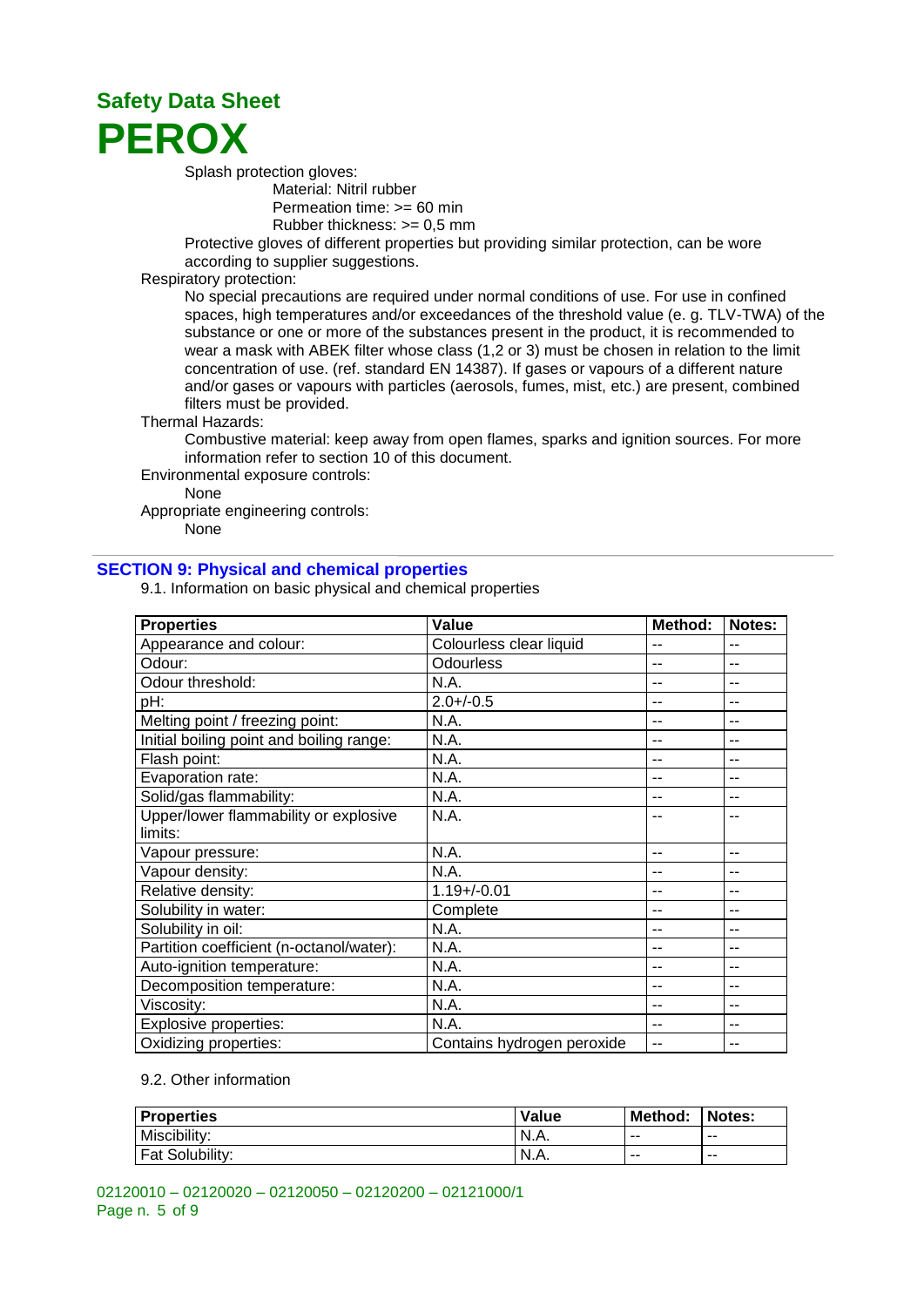Splash protection gloves:

Material: Nitril rubber

Permeation time: >= 60 min

Rubber thickness: >= 0,5 mm

Protective gloves of different properties but providing similar protection, can be wore according to supplier suggestions.

Respiratory protection:

No special precautions are required under normal conditions of use. For use in confined spaces, high temperatures and/or exceedances of the threshold value (e. g. TLV-TWA) of the substance or one or more of the substances present in the product, it is recommended to wear a mask with ABEK filter whose class (1,2 or 3) must be chosen in relation to the limit concentration of use. (ref. standard EN 14387). If gases or vapours of a different nature and/or gases or vapours with particles (aerosols, fumes, mist, etc.) are present, combined filters must be provided.

Thermal Hazards:

Combustive material: keep away from open flames, sparks and ignition sources. For more information refer to section 10 of this document.

Environmental exposure controls:

None

Appropriate engineering controls:

None

## SECTION 9: Physical and chemical properties

9.1. Information on basic physical and chemical properties

| Properties | Value | Method: | Notes: |
| --- | --- | --- | --- |
| Appearance and colour: | Colourless clear liquid | -- | -- |
| Odour: | Odourless | -- | -- |
| Odour threshold: | N.A. | -- | -- |
| pH: | 2.0+/-0.5 | -- | -- |
| Melting point / freezing point: | N.A. | -- | -- |
| Initial boiling point and boiling range: | N.A. | -- | -- |
| Flash point: | N.A. | -- | -- |
| Evaporation rate: | N.A. | -- | -- |
| Solid/gas flammability: | N.A. | -- | -- |
| Upper/lower flammability or explosive limits: | N.A. | -- | -- |
| Vapour pressure: | N.A. | -- | -- |
| Vapour density: | N.A. | -- | -- |
| Relative density: | 1.19+/-0.01 | -- | -- |
| Solubility in water: | Complete | -- | -- |
| Solubility in oil: | N.A. | -- | -- |
| Partition coefficient (n-octanol/water): | N.A. | -- | -- |
| Auto-ignition temperature: | N.A. | -- | -- |
| Decomposition temperature: | N.A. | -- | -- |
| Viscosity: | N.A. | -- | -- |
| Explosive properties: | N.A. | -- | -- |
| Oxidizing properties: | Contains hydrogen peroxide | -- | -- |

9.2. Other information

| Properties | Value | Method: | Notes: |
| --- | --- | --- | --- |
| Miscibility: | N.A. | -- | -- |
| Fat Solubility: | N.A. | -- | -- |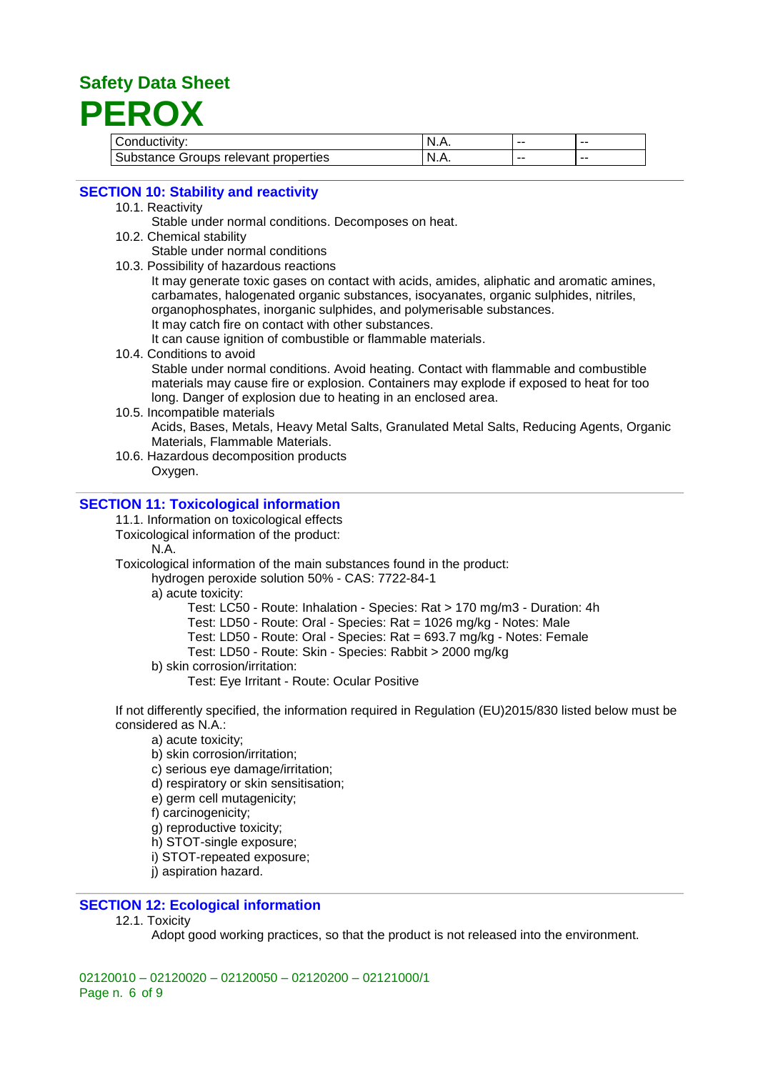| Conductivity: | N.A. | -- | -- |
|---|---|---|---|
| Substance Groups relevant properties | N.A. | -- | -- |

## SECTION 10: Stability and reactivity

10.1. Reactivity

Stable under normal conditions. Decomposes on heat.

10.2. Chemical stability

Stable under normal conditions

10.3. Possibility of hazardous reactions

It may generate toxic gases on contact with acids, amides, aliphatic and aromatic amines, carbamates, halogenated organic substances, isocyanates, organic sulphides, nitriles, organophosphates, inorganic sulphides, and polymerisable substances.
It may catch fire on contact with other substances.
It can cause ignition of combustible or flammable materials.

10.4. Conditions to avoid

Stable under normal conditions. Avoid heating. Contact with flammable and combustible materials may cause fire or explosion. Containers may explode if exposed to heat for too long. Danger of explosion due to heating in an enclosed area.

10.5. Incompatible materials

Acids, Bases, Metals, Heavy Metal Salts, Granulated Metal Salts, Reducing Agents, Organic Materials, Flammable Materials.

10.6. Hazardous decomposition products

Oxygen.

## SECTION 11: Toxicological information

11.1. Information on toxicological effects

Toxicological information of the product:

N.A.

Toxicological information of the main substances found in the product:

hydrogen peroxide solution 50% - CAS: 7722-84-1

a) acute toxicity:

Test: LC50 - Route: Inhalation - Species: Rat > 170 mg/m3 - Duration: 4h
Test: LD50 - Route: Oral - Species: Rat = 1026 mg/kg - Notes: Male
Test: LD50 - Route: Oral - Species: Rat = 693.7 mg/kg - Notes: Female
Test: LD50 - Route: Skin - Species: Rabbit > 2000 mg/kg

b) skin corrosion/irritation:

Test: Eye Irritant - Route: Ocular Positive

If not differently specified, the information required in Regulation (EU)2015/830 listed below must be considered as N.A.:

a) acute toxicity;
b) skin corrosion/irritation;
c) serious eye damage/irritation;
d) respiratory or skin sensitisation;
e) germ cell mutagenicity;
f) carcinogenicity;
g) reproductive toxicity;
h) STOT-single exposure;
i) STOT-repeated exposure;
j) aspiration hazard.

## SECTION 12: Ecological information

12.1. Toxicity

Adopt good working practices, so that the product is not released into the environment.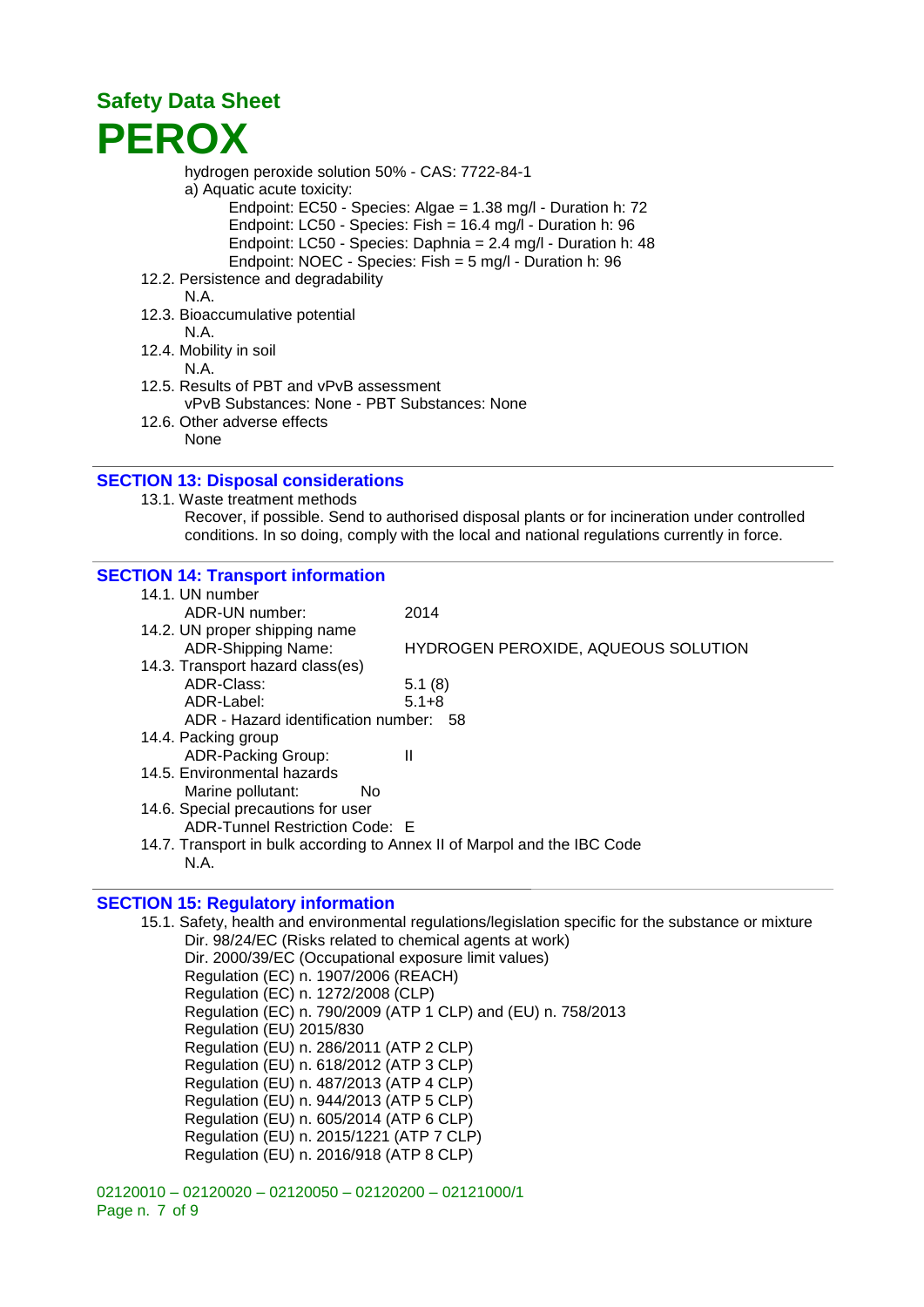hydrogen peroxide solution 50% - CAS: 7722-84-1

a) Aquatic acute toxicity:

Endpoint: EC50 - Species: Algae = 1.38 mg/l - Duration h: 72
Endpoint: LC50 - Species: Fish = 16.4 mg/l - Duration h: 96
Endpoint: LC50 - Species: Daphnia = 2.4 mg/l - Duration h: 48
Endpoint: NOEC - Species: Fish = 5 mg/l - Duration h: 96

12.2. Persistence and degradability

N.A.

12.3. Bioaccumulative potential

N.A.

12.4. Mobility in soil

N.A.

12.5. Results of PBT and vPvB assessment

vPvB Substances: None - PBT Substances: None

12.6. Other adverse effects

None

## SECTION 13: Disposal considerations

13.1. Waste treatment methods

Recover, if possible. Send to authorised disposal plants or for incineration under controlled conditions. In so doing, comply with the local and national regulations currently in force.

## SECTION 14: Transport information

14.1. UN number

ADR-UN number: 2014

14.2. UN proper shipping name

ADR-Shipping Name: HYDROGEN PEROXIDE, AQUEOUS SOLUTION

14.3. Transport hazard class(es)

ADR-Class: 5.1 (8)
ADR-Label: 5.1+8
ADR - Hazard identification number: 58

14.4. Packing group

ADR-Packing Group: II

14.5. Environmental hazards

Marine pollutant: No

14.6. Special precautions for user

ADR-Tunnel Restriction Code: E

14.7. Transport in bulk according to Annex II of Marpol and the IBC Code

N.A.

## SECTION 15: Regulatory information

15.1. Safety, health and environmental regulations/legislation specific for the substance or mixture

Dir. 98/24/EC (Risks related to chemical agents at work)
Dir. 2000/39/EC (Occupational exposure limit values)
Regulation (EC) n. 1907/2006 (REACH)
Regulation (EC) n. 1272/2008 (CLP)
Regulation (EC) n. 790/2009 (ATP 1 CLP) and (EU) n. 758/2013
Regulation (EU) 2015/830
Regulation (EU) n. 286/2011 (ATP 2 CLP)
Regulation (EU) n. 618/2012 (ATP 3 CLP)
Regulation (EU) n. 487/2013 (ATP 4 CLP)
Regulation (EU) n. 944/2013 (ATP 5 CLP)
Regulation (EU) n. 605/2014 (ATP 6 CLP)
Regulation (EU) n. 2015/1221 (ATP 7 CLP)
Regulation (EU) n. 2016/918 (ATP 8 CLP)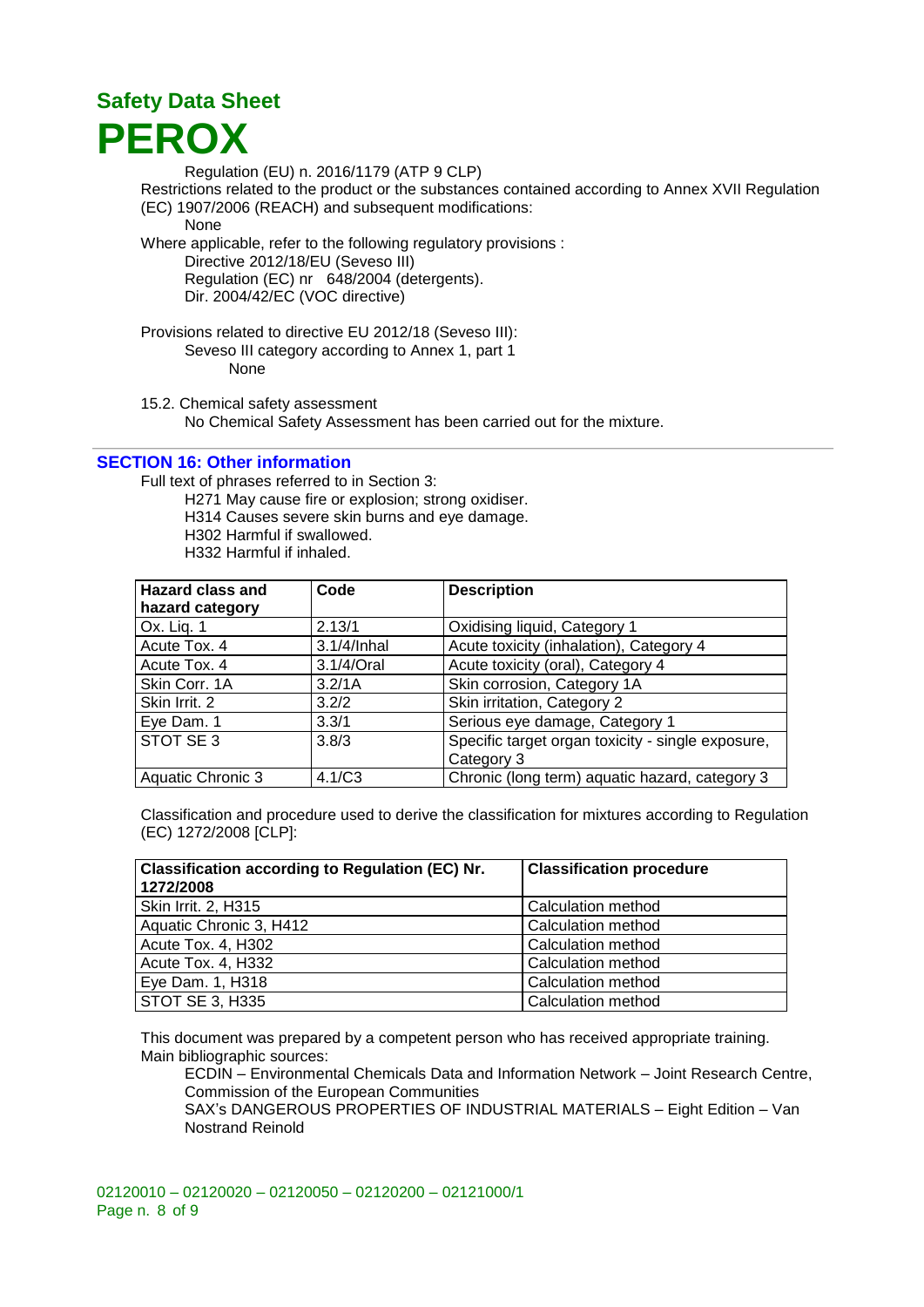Regulation (EU) n. 2016/1179 (ATP 9 CLP)

Restrictions related to the product or the substances contained according to Annex XVII Regulation (EC) 1907/2006 (REACH) and subsequent modifications:

None

Where applicable, refer to the following regulatory provisions :

Directive 2012/18/EU (Seveso III)
Regulation (EC) nr 648/2004 (detergents).
Dir. 2004/42/EC (VOC directive)

Provisions related to directive EU 2012/18 (Seveso III):

Seveso III category according to Annex 1, part 1

None

15.2. Chemical safety assessment

No Chemical Safety Assessment has been carried out for the mixture.

## SECTION 16: Other information

Full text of phrases referred to in Section 3:

H271 May cause fire or explosion; strong oxidiser.
H314 Causes severe skin burns and eye damage.
H302 Harmful if swallowed.
H332 Harmful if inhaled.

| Hazard class and hazard category | Code | Description |
| --- | --- | --- |
| Ox. Liq. 1 | 2.13/1 | Oxidising liquid, Category 1 |
| Acute Tox. 4 | 3.1/4/Inhal | Acute toxicity (inhalation), Category 4 |
| Acute Tox. 4 | 3.1/4/Oral | Acute toxicity (oral), Category 4 |
| Skin Corr. 1A | 3.2/1A | Skin corrosion, Category 1A |
| Skin Irrit. 2 | 3.2/2 | Skin irritation, Category 2 |
| Eye Dam. 1 | 3.3/1 | Serious eye damage, Category 1 |
| STOT SE 3 | 3.8/3 | Specific target organ toxicity - single exposure, Category 3 |
| Aquatic Chronic 3 | 4.1/C3 | Chronic (long term) aquatic hazard, category 3 |

Classification and procedure used to derive the classification for mixtures according to Regulation (EC) 1272/2008 [CLP]:

| Classification according to Regulation (EC) Nr. 1272/2008 | Classification procedure |
| --- | --- |
| Skin Irrit. 2, H315 | Calculation method |
| Aquatic Chronic 3, H412 | Calculation method |
| Acute Tox. 4, H302 | Calculation method |
| Acute Tox. 4, H332 | Calculation method |
| Eye Dam. 1, H318 | Calculation method |
| STOT SE 3, H335 | Calculation method |

This document was prepared by a competent person who has received appropriate training.

Main bibliographic sources:

ECDIN – Environmental Chemicals Data and Information Network – Joint Research Centre, Commission of the European Communities

SAX's DANGEROUS PROPERTIES OF INDUSTRIAL MATERIALS – Eight Edition – Van Nostrand Reinold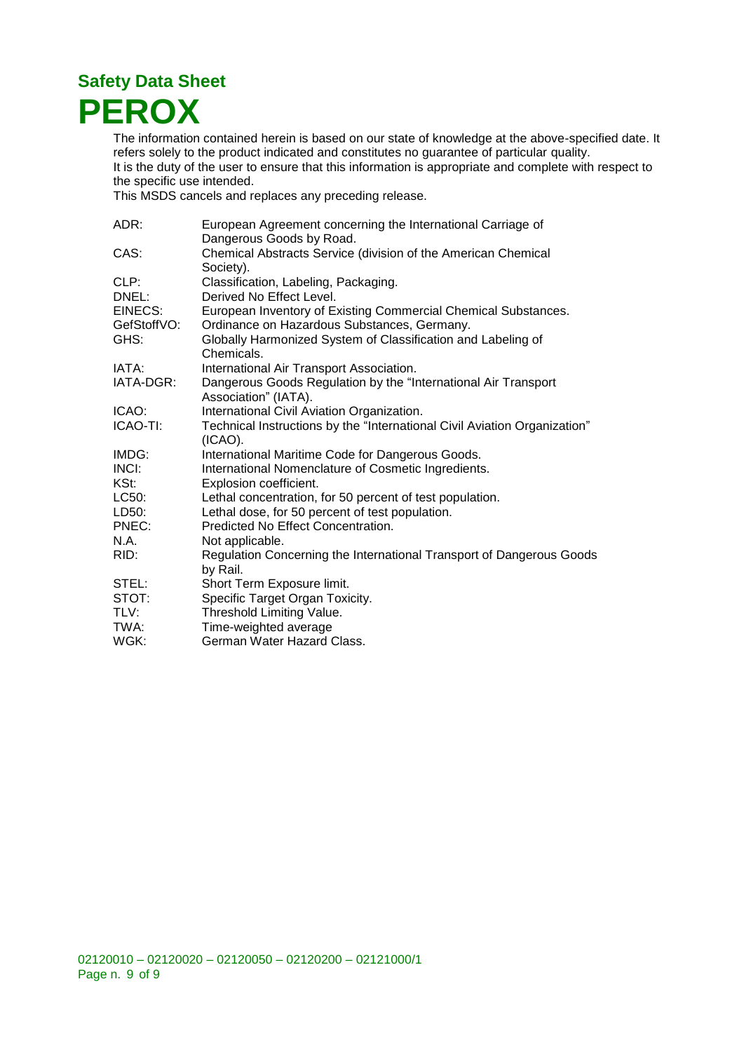## Safety Data Sheet

# PEROX

The information contained herein is based on our state of knowledge at the above-specified date. It refers solely to the product indicated and constitutes no guarantee of particular quality.
It is the duty of the user to ensure that this information is appropriate and complete with respect to the specific use intended.
This MSDS cancels and replaces any preceding release.

| | |
|---|---|
| ADR: | European Agreement concerning the International Carriage of Dangerous Goods by Road. |
| CAS: | Chemical Abstracts Service (division of the American Chemical Society). |
| CLP: | Classification, Labeling, Packaging. |
| DNEL: | Derived No Effect Level. |
| EINECS: | European Inventory of Existing Commercial Chemical Substances. |
| GefStoffVO: | Ordinance on Hazardous Substances, Germany. |
| GHS: | Globally Harmonized System of Classification and Labeling of Chemicals. |
| IATA: | International Air Transport Association. |
| IATA-DGR: | Dangerous Goods Regulation by the "International Air Transport Association" (IATA). |
| ICAO: | International Civil Aviation Organization. |
| ICAO-TI: | Technical Instructions by the "International Civil Aviation Organization" (ICAO). |
| IMDG: | International Maritime Code for Dangerous Goods. |
| INCI: | International Nomenclature of Cosmetic Ingredients. |
| KSt: | Explosion coefficient. |
| LC50: | Lethal concentration, for 50 percent of test population. |
| LD50: | Lethal dose, for 50 percent of test population. |
| PNEC: | Predicted No Effect Concentration. |
| N.A. | Not applicable. |
| RID: | Regulation Concerning the International Transport of Dangerous Goods by Rail. |
| STEL: | Short Term Exposure limit. |
| STOT: | Specific Target Organ Toxicity. |
| TLV: | Threshold Limiting Value. |
| TWA: | Time-weighted average |
| WGK: | German Water Hazard Class. |

02120010 – 02120020 – 02120050 – 02120200 – 02121000/1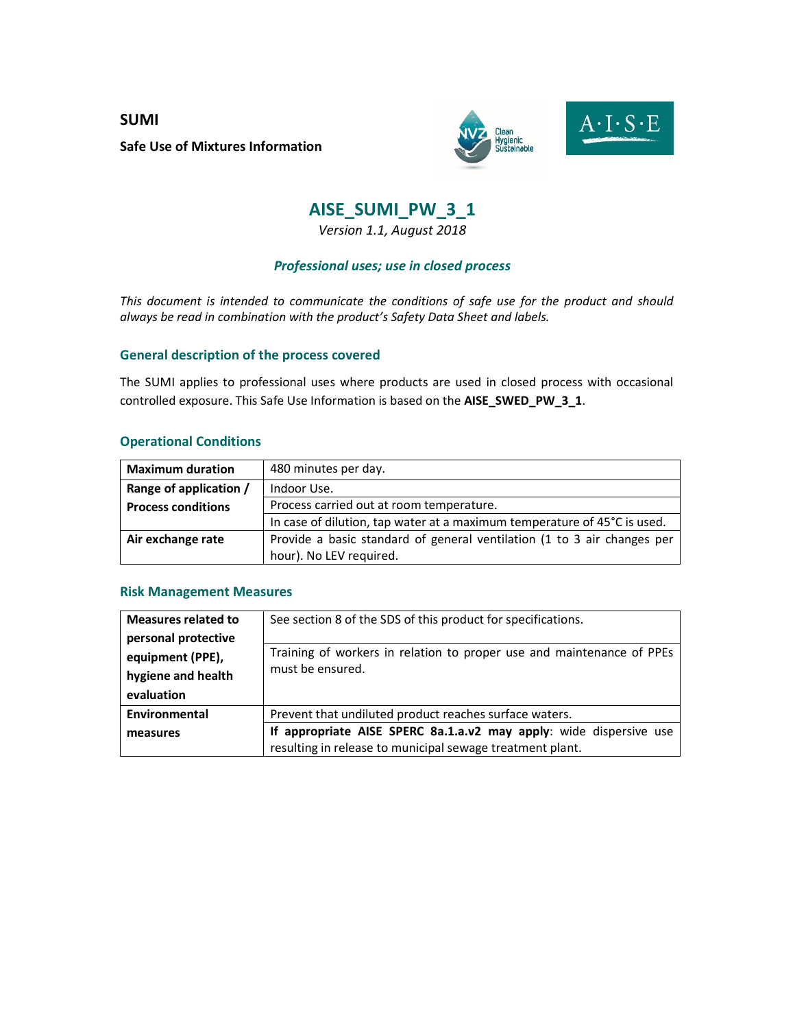**SUMI**

**Safe Use of Mixtures Information**

# AISE_SUMI_PW_3_1

*Version 1.1, August 2018*

### *Professional uses; use in closed process*

*This document is intended to communicate the conditions of safe use for the product and should always be read in combination with the product's Safety Data Sheet and labels.*

## General description of the process covered

The SUMI applies to professional uses where products are used in closed process with occasional controlled exposure. This Safe Use Information is based on the **AISE_SWED_PW_3_1**.

## Operational Conditions

| | |
|---|---|
| **Maximum duration** | 480 minutes per day. |
| **Range of application / Process conditions** | Indoor Use. |
| | Process carried out at room temperature. |
| | In case of dilution, tap water at a maximum temperature of 45°C is used. |
| **Air exchange rate** | Provide a basic standard of general ventilation (1 to 3 air changes per hour). No LEV required. |

## Risk Management Measures

| | |
|---|---|
| **Measures related to personal protective equipment (PPE), hygiene and health evaluation** | See section 8 of the SDS of this product for specifications. |
| | Training of workers in relation to proper use and maintenance of PPEs must be ensured. |
| **Environmental measures** | Prevent that undiluted product reaches surface waters. |
| | **If appropriate AISE SPERC 8a.1.a.v2 may apply**: wide dispersive use resulting in release to municipal sewage treatment plant. |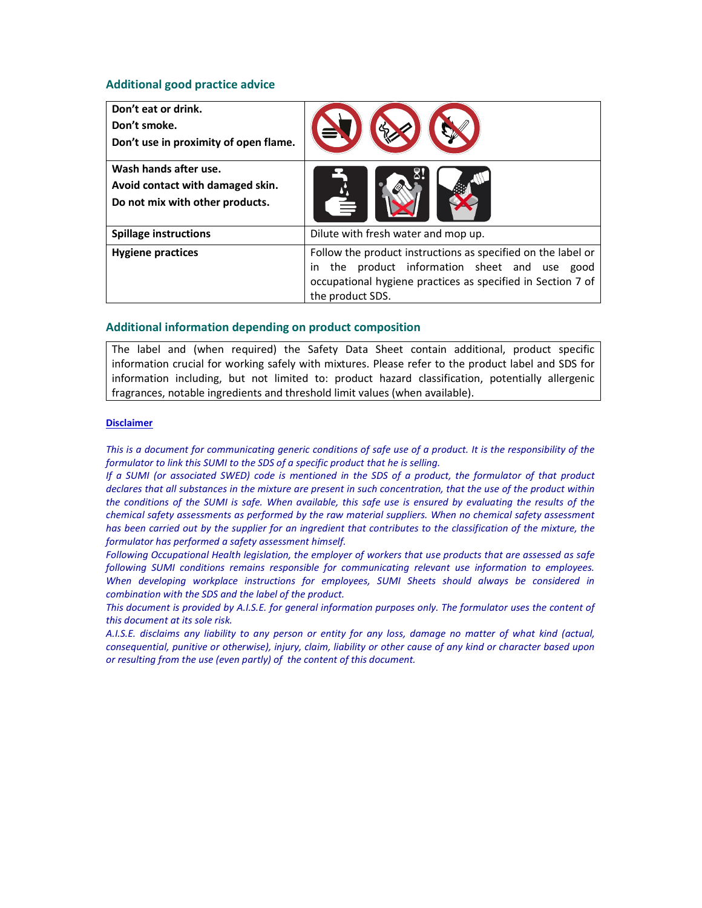## Additional good practice advice

| | |
|---|---|
| **Don't eat or drink.**<br>**Don't smoke.**<br>**Don't use in proximity of open flame.** | |
| **Wash hands after use.**<br>**Avoid contact with damaged skin.**<br>**Do not mix with other products.** | |
| **Spillage instructions** | Dilute with fresh water and mop up. |
| **Hygiene practices** | Follow the product instructions as specified on the label or in the product information sheet and use good occupational hygiene practices as specified in Section 7 of the product SDS. |

## Additional information depending on product composition

The label and (when required) the Safety Data Sheet contain additional, product specific information crucial for working safely with mixtures. Please refer to the product label and SDS for information including, but not limited to: product hazard classification, potentially allergenic fragrances, notable ingredients and threshold limit values (when available).

**Disclaimer**

*This is a document for communicating generic conditions of safe use of a product. It is the responsibility of the formulator to link this SUMI to the SDS of a specific product that he is selling.*

*If a SUMI (or associated SWED) code is mentioned in the SDS of a product, the formulator of that product declares that all substances in the mixture are present in such concentration, that the use of the product within the conditions of the SUMI is safe. When available, this safe use is ensured by evaluating the results of the chemical safety assessments as performed by the raw material suppliers. When no chemical safety assessment has been carried out by the supplier for an ingredient that contributes to the classification of the mixture, the formulator has performed a safety assessment himself.*

*Following Occupational Health legislation, the employer of workers that use products that are assessed as safe following SUMI conditions remains responsible for communicating relevant use information to employees. When developing workplace instructions for employees, SUMI Sheets should always be considered in combination with the SDS and the label of the product.*

*This document is provided by A.I.S.E. for general information purposes only. The formulator uses the content of this document at its sole risk.*

*A.I.S.E. disclaims any liability to any person or entity for any loss, damage no matter of what kind (actual, consequential, punitive or otherwise), injury, claim, liability or other cause of any kind or character based upon or resulting from the use (even partly) of the content of this document.*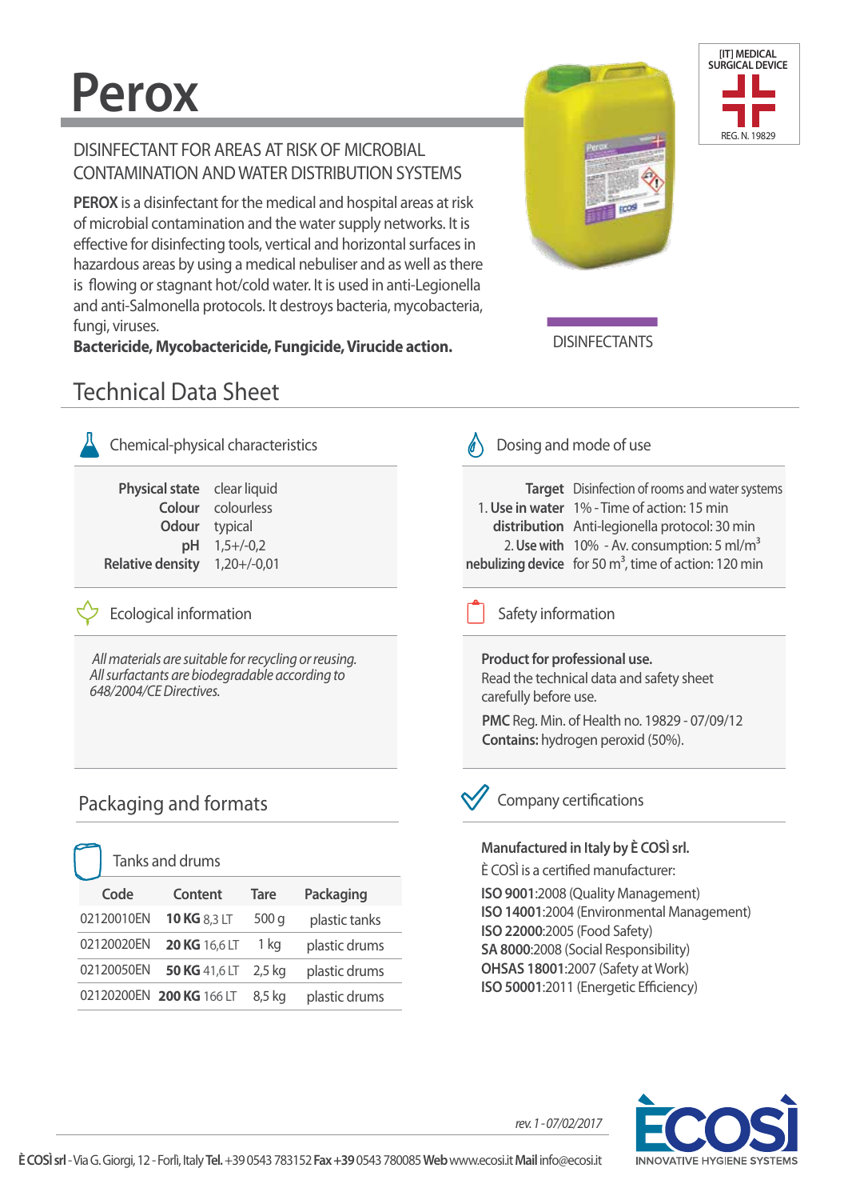# Perox

[IT] MEDICAL SURGICAL DEVICE

REG. N. 19829

## DISINFECTANT FOR AREAS AT RISK OF MICROBIAL CONTAMINATION AND WATER DISTRIBUTION SYSTEMS

**PEROX** is a disinfectant for the medical and hospital areas at risk of microbial contamination and the water supply networks. It is effective for disinfecting tools, vertical and horizontal surfaces in hazardous areas by using a medical nebuliser and as well as there is flowing or stagnant hot/cold water. It is used in anti-Legionella and anti-Salmonella protocols. It destroys bacteria, mycobacteria, fungi, viruses.

**Bactericide, Mycobactericide, Fungicide, Virucide action.**

DISINFECTANTS

## Technical Data Sheet

### Chemical-physical characteristics

| | |
|---|---|
| **Physical state** | clear liquid |
| **Colour** | colourless |
| **Odour** | typical |
| **pH** | 1,5+/-0,2 |
| **Relative density** | 1,20+/-0,01 |

### Ecological information

*All materials are suitable for recycling or reusing. All surfactants are biodegradable according to 648/2004/CE Directives.*

### Packaging and formats

#### Tanks and drums

| Code | Content | Tare | Packaging |
|---|---|---|---|
| 02120010EN | **10 KG** 8,3 LT | 500 g | plastic tanks |
| 02120020EN | **20 KG** 16,6 LT | 1 kg | plastic drums |
| 02120050EN | **50 KG** 41,6 LT | 2,5 kg | plastic drums |
| 02120200EN | **200 KG** 166 LT | 8,5 kg | plastic drums |

### Dosing and mode of use

| | |
|---|---|
| **Target** | Disinfection of rooms and water systems |
| 1. **Use in water distribution** | 1% - Time of action: 15 min<br>Anti-legionella protocol: 30 min |
| 2. **Use with nebulizing device** | 10% - Av. consumption: 5 ml/m$^3$ for 50 m$^3$, time of action: 120 min |

### Safety information

**Product for professional use.**
Read the technical data and safety sheet carefully before use.

**PMC** Reg. Min. of Health no. 19829 - 07/09/12
**Contains:** hydrogen peroxid (50%).

### Company certifications

**Manufactured in Italy by È COSÌ srl.**
È COSÌ is a certified manufacturer:

**ISO 9001**:2008 (Quality Management)
**ISO 14001**:2004 (Environmental Management)
**ISO 22000**:2005 (Food Safety)
**SA 8000**:2008 (Social Responsibility)
**OHSAS 18001**:2007 (Safety at Work)
**ISO 50001**:2011 (Energetic Efficiency)

*rev. 1 - 07/02/2017*

**È COSÌ srl** - Via G. Giorgi, 12 - Forlì, Italy **Tel.** +39 0543 783152 **Fax +39** 0543 780085 **Web** www.ecosi.it **Mail** info@ecosi.it

ÈCOSÌ INNOVATIVE HYGIENE SYSTEMS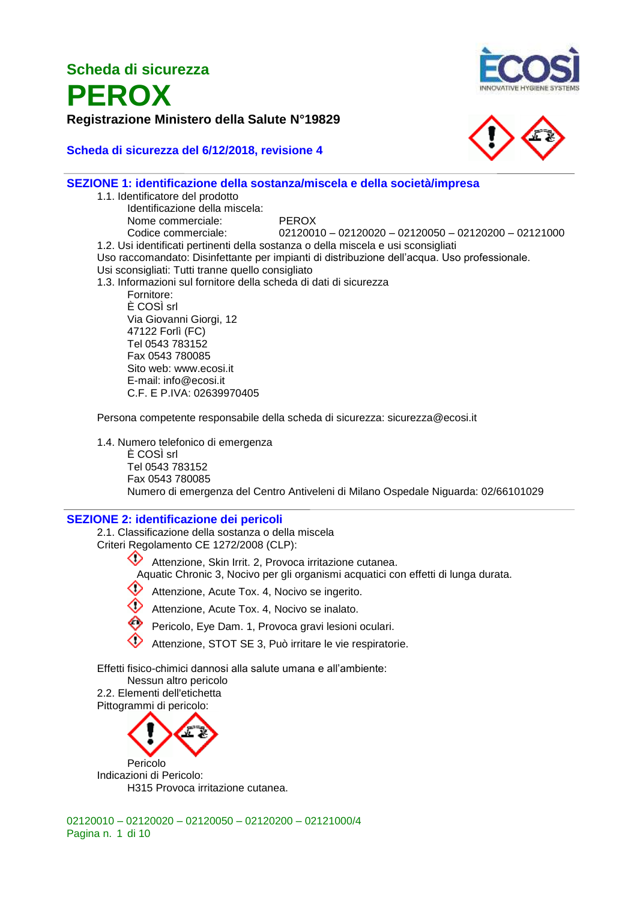# Scheda di sicurezza

# PEROX

**Registrazione Ministero della Salute N°19829**

**Scheda di sicurezza del 6/12/2018, revisione 4**

## SEZIONE 1: identificazione della sostanza/miscela e della società/impresa

1.1. Identificatore del prodotto

Identificazione della miscela:

Nome commerciale: PEROX

Codice commerciale: 02120010 – 02120020 – 02120050 – 02120200 – 02121000

1.2. Usi identificati pertinenti della sostanza o della miscela e usi sconsigliati

Uso raccomandato: Disinfettante per impianti di distribuzione dell'acqua. Uso professionale.

Usi sconsigliati: Tutti tranne quello consigliato

1.3. Informazioni sul fornitore della scheda di dati di sicurezza

Fornitore:
È COSÌ srl
Via Giovanni Giorgi, 12
47122 Forlì (FC)
Tel 0543 783152
Fax 0543 780085
Sito web: www.ecosi.it
E-mail: info@ecosi.it
C.F. E P.IVA: 02639970405

Persona competente responsabile della scheda di sicurezza: sicurezza@ecosi.it

1.4. Numero telefonico di emergenza

È COSÌ srl
Tel 0543 783152
Fax 0543 780085
Numero di emergenza del Centro Antiveleni di Milano Ospedale Niguarda: 02/66101029

## SEZIONE 2: identificazione dei pericoli

2.1. Classificazione della sostanza o della miscela

Criteri Regolamento CE 1272/2008 (CLP):

- Attenzione, Skin Irrit. 2, Provoca irritazione cutanea.
  Aquatic Chronic 3, Nocivo per gli organismi acquatici con effetti di lunga durata.
- Attenzione, Acute Tox. 4, Nocivo se ingerito.
- Attenzione, Acute Tox. 4, Nocivo se inalato.
- Pericolo, Eye Dam. 1, Provoca gravi lesioni oculari.
- Attenzione, STOT SE 3, Può irritare le vie respiratorie.

Effetti fisico-chimici dannosi alla salute umana e all'ambiente:

Nessun altro pericolo

2.2. Elementi dell'etichetta

Pittogrammi di pericolo:

Pericolo

Indicazioni di Pericolo:

H315 Provoca irritazione cutanea.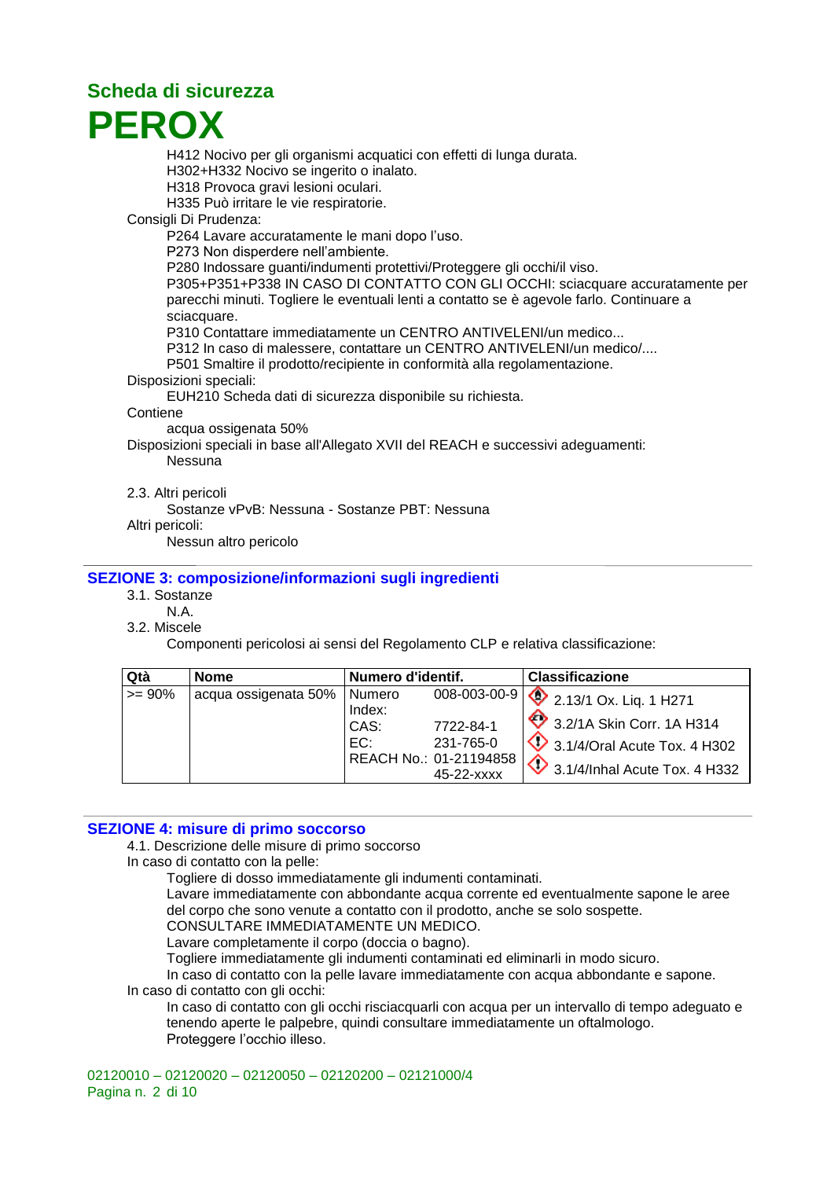# Scheda di sicurezza

# PEROX

H412 Nocivo per gli organismi acquatici con effetti di lunga durata.
H302+H332 Nocivo se ingerito o inalato.
H318 Provoca gravi lesioni oculari.
H335 Può irritare le vie respiratorie.

Consigli Di Prudenza:

P264 Lavare accuratamente le mani dopo l'uso.
P273 Non disperdere nell'ambiente.
P280 Indossare guanti/indumenti protettivi/Proteggere gli occhi/il viso.
P305+P351+P338 IN CASO DI CONTATTO CON GLI OCCHI: sciacquare accuratamente per parecchi minuti. Togliere le eventuali lenti a contatto se è agevole farlo. Continuare a sciacquare.
P310 Contattare immediatamente un CENTRO ANTIVELENI/un medico...
P312 In caso di malessere, contattare un CENTRO ANTIVELENI/un medico/....
P501 Smaltire il prodotto/recipiente in conformità alla regolamentazione.

Disposizioni speciali:

EUH210 Scheda dati di sicurezza disponibile su richiesta.

Contiene

acqua ossigenata 50%

Disposizioni speciali in base all'Allegato XVII del REACH e successivi adeguamenti:

Nessuna

2.3. Altri pericoli

Sostanze vPvB: Nessuna - Sostanze PBT: Nessuna

Altri pericoli:

Nessun altro pericolo

## SEZIONE 3: composizione/informazioni sugli ingredienti

3.1. Sostanze

N.A.

3.2. Miscele

Componenti pericolosi ai sensi del Regolamento CLP e relativa classificazione:

| Qtà | Nome | Numero d'identif. | | Classificazione |
|---|---|---|---|---|
| >= 90% | acqua ossigenata 50% | Numero Index: | 008-003-00-9 | 2.13/1 Ox. Liq. 1 H271 |
| | | CAS: | 7722-84-1 | 3.2/1A Skin Corr. 1A H314 |
| | | EC: | 231-765-0 | 3.1/4/Oral Acute Tox. 4 H302 |
| | | REACH No.: | 01-2119485845-22-xxxx | 3.1/4/Inhal Acute Tox. 4 H332 |

## SEZIONE 4: misure di primo soccorso

4.1. Descrizione delle misure di primo soccorso

In caso di contatto con la pelle:

Togliere di dosso immediatamente gli indumenti contaminati.
Lavare immediatamente con abbondante acqua corrente ed eventualmente sapone le aree del corpo che sono venute a contatto con il prodotto, anche se solo sospette.
CONSULTARE IMMEDIATAMENTE UN MEDICO.
Lavare completamente il corpo (doccia o bagno).
Togliere immediatamente gli indumenti contaminati ed eliminarli in modo sicuro.
In caso di contatto con la pelle lavare immediatamente con acqua abbondante e sapone.

In caso di contatto con gli occhi:

In caso di contatto con gli occhi risciacquarli con acqua per un intervallo di tempo adeguato e tenendo aperte le palpebre, quindi consultare immediatamente un oftalmologo.
Proteggere l'occhio illeso.

02120010 – 02120020 – 02120050 – 02120200 – 02121000/4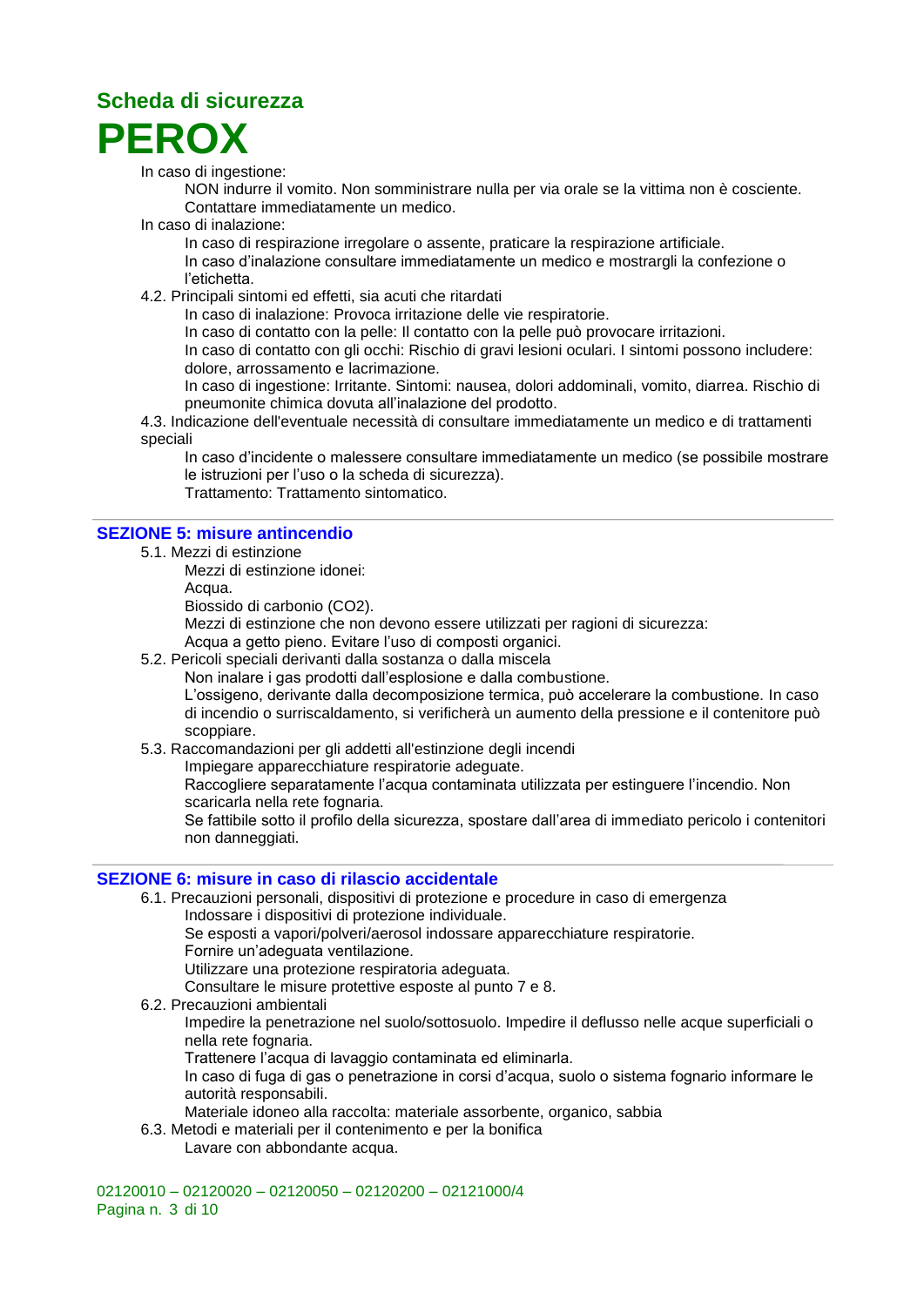In caso di ingestione:

NON indurre il vomito. Non somministrare nulla per via orale se la vittima non è cosciente. Contattare immediatamente un medico.

In caso di inalazione:

In caso di respirazione irregolare o assente, praticare la respirazione artificiale.
In caso d'inalazione consultare immediatamente un medico e mostrargli la confezione o l'etichetta.

4.2. Principali sintomi ed effetti, sia acuti che ritardati

In caso di inalazione: Provoca irritazione delle vie respiratorie.
In caso di contatto con la pelle: Il contatto con la pelle può provocare irritazioni.
In caso di contatto con gli occhi: Rischio di gravi lesioni oculari. I sintomi possono includere: dolore, arrossamento e lacrimazione.
In caso di ingestione: Irritante. Sintomi: nausea, dolori addominali, vomito, diarrea. Rischio di pneumonite chimica dovuta all'inalazione del prodotto.

4.3. Indicazione dell'eventuale necessità di consultare immediatamente un medico e di trattamenti speciali

In caso d'incidente o malessere consultare immediatamente un medico (se possibile mostrare le istruzioni per l'uso o la scheda di sicurezza).
Trattamento: Trattamento sintomatico.

## SEZIONE 5: misure antincendio

5.1. Mezzi di estinzione

Mezzi di estinzione idonei:
Acqua.
Biossido di carbonio ($CO_2$).
Mezzi di estinzione che non devono essere utilizzati per ragioni di sicurezza:
Acqua a getto pieno. Evitare l'uso di composti organici.

5.2. Pericoli speciali derivanti dalla sostanza o dalla miscela

Non inalare i gas prodotti dall'esplosione e dalla combustione.
L'ossigeno, derivante dalla decomposizione termica, può accelerare la combustione. In caso di incendio o surriscaldamento, si verificherà un aumento della pressione e il contenitore può scoppiare.

5.3. Raccomandazioni per gli addetti all'estinzione degli incendi

Impiegare apparecchiature respiratorie adeguate.
Raccogliere separatamente l'acqua contaminata utilizzata per estinguere l'incendio. Non scaricarla nella rete fognaria.
Se fattibile sotto il profilo della sicurezza, spostare dall'area di immediato pericolo i contenitori non danneggiati.

## SEZIONE 6: misure in caso di rilascio accidentale

6.1. Precauzioni personali, dispositivi di protezione e procedure in caso di emergenza

Indossare i dispositivi di protezione individuale.
Se esposti a vapori/polveri/aerosol indossare apparecchiature respiratorie.
Fornire un'adeguata ventilazione.
Utilizzare una protezione respiratoria adeguata.
Consultare le misure protettive esposte al punto 7 e 8.

6.2. Precauzioni ambientali

Impedire la penetrazione nel suolo/sottosuolo. Impedire il deflusso nelle acque superficiali o nella rete fognaria.
Trattenere l'acqua di lavaggio contaminata ed eliminarla.
In caso di fuga di gas o penetrazione in corsi d'acqua, suolo o sistema fognario informare le autorità responsabili.
Materiale idoneo alla raccolta: materiale assorbente, organico, sabbia

6.3. Metodi e materiali per il contenimento e per la bonifica

Lavare con abbondante acqua.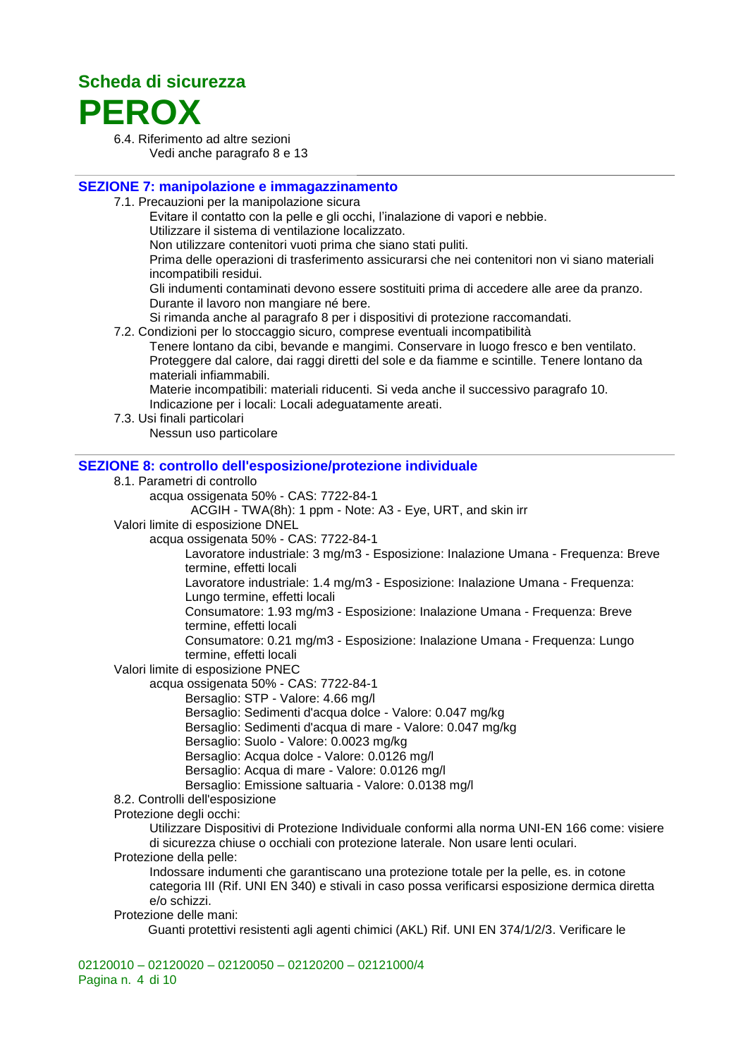6.4. Riferimento ad altre sezioni

Vedi anche paragrafo 8 e 13

## SEZIONE 7: manipolazione e immagazzinamento

7.1. Precauzioni per la manipolazione sicura

Evitare il contatto con la pelle e gli occhi, l'inalazione di vapori e nebbie.
Utilizzare il sistema di ventilazione localizzato.
Non utilizzare contenitori vuoti prima che siano stati puliti.
Prima delle operazioni di trasferimento assicurarsi che nei contenitori non vi siano materiali incompatibili residui.
Gli indumenti contaminati devono essere sostituiti prima di accedere alle aree da pranzo.
Durante il lavoro non mangiare né bere.
Si rimanda anche al paragrafo 8 per i dispositivi di protezione raccomandati.

7.2. Condizioni per lo stoccaggio sicuro, comprese eventuali incompatibilità

Tenere lontano da cibi, bevande e mangimi. Conservare in luogo fresco e ben ventilato.
Proteggere dal calore, dai raggi diretti del sole e da fiamme e scintille. Tenere lontano da materiali infiammabili.
Materie incompatibili: materiali riducenti. Si veda anche il successivo paragrafo 10.
Indicazione per i locali: Locali adeguatamente areati.

7.3. Usi finali particolari

Nessun uso particolare

## SEZIONE 8: controllo dell'esposizione/protezione individuale

8.1. Parametri di controllo

acqua ossigenata 50% - CAS: 7722-84-1

ACGIH - TWA(8h): 1 ppm - Note: A3 - Eye, URT, and skin irr

Valori limite di esposizione DNEL

acqua ossigenata 50% - CAS: 7722-84-1

- Lavoratore industriale: 3 mg/m3 - Esposizione: Inalazione Umana - Frequenza: Breve termine, effetti locali
- Lavoratore industriale: 1.4 mg/m3 - Esposizione: Inalazione Umana - Frequenza: Lungo termine, effetti locali
- Consumatore: 1.93 mg/m3 - Esposizione: Inalazione Umana - Frequenza: Breve termine, effetti locali
- Consumatore: 0.21 mg/m3 - Esposizione: Inalazione Umana - Frequenza: Lungo termine, effetti locali

Valori limite di esposizione PNEC

acqua ossigenata 50% - CAS: 7722-84-1

- Bersaglio: STP - Valore: 4.66 mg/l
- Bersaglio: Sedimenti d'acqua dolce - Valore: 0.047 mg/kg
- Bersaglio: Sedimenti d'acqua di mare - Valore: 0.047 mg/kg
- Bersaglio: Suolo - Valore: 0.0023 mg/kg
- Bersaglio: Acqua dolce - Valore: 0.0126 mg/l
- Bersaglio: Acqua di mare - Valore: 0.0126 mg/l
- Bersaglio: Emissione saltuaria - Valore: 0.0138 mg/l

8.2. Controlli dell'esposizione

Protezione degli occhi:

Utilizzare Dispositivi di Protezione Individuale conformi alla norma UNI-EN 166 come: visiere di sicurezza chiuse o occhiali con protezione laterale. Non usare lenti oculari.

Protezione della pelle:

Indossare indumenti che garantiscano una protezione totale per la pelle, es. in cotone categoria III (Rif. UNI EN 340) e stivali in caso possa verificarsi esposizione dermica diretta e/o schizzi.

Protezione delle mani:

Guanti protettivi resistenti agli agenti chimici (AKL) Rif. UNI EN 374/1/2/3. Verificare le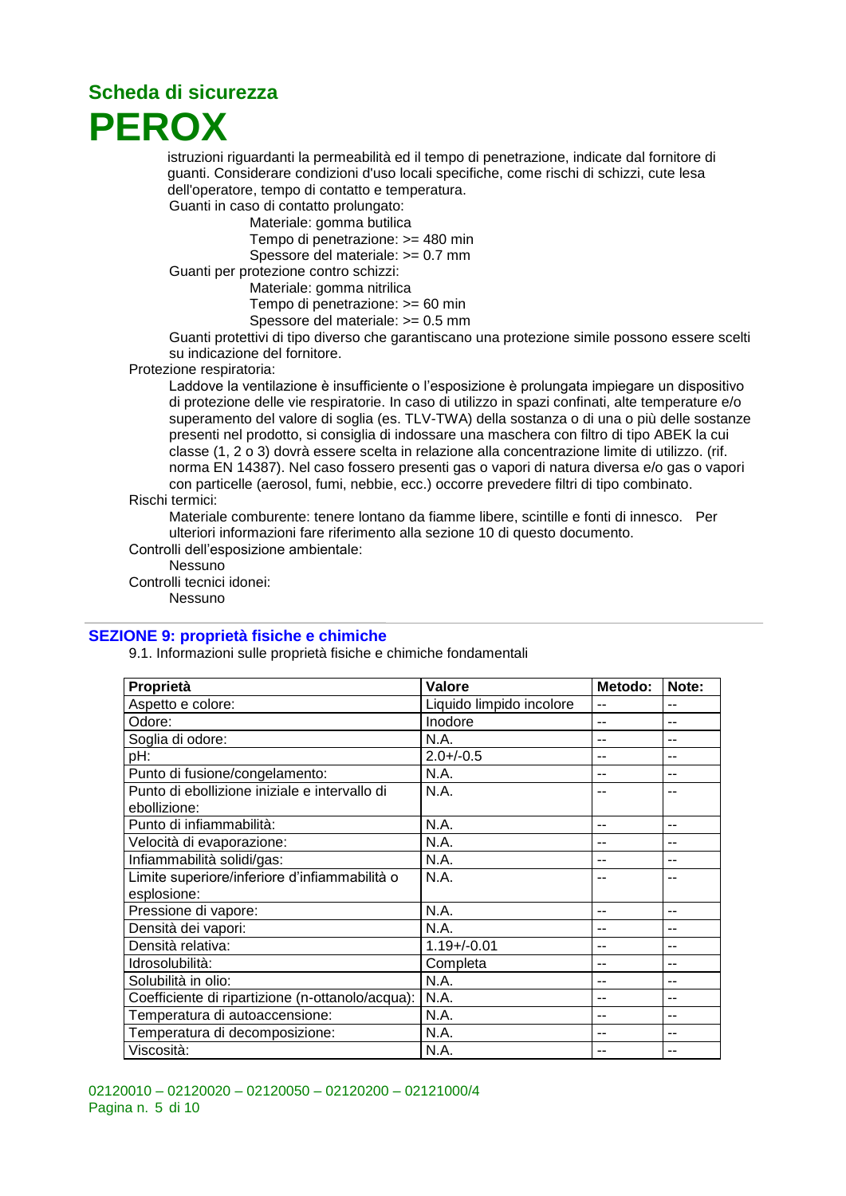istruzioni riguardanti la permeabilità ed il tempo di penetrazione, indicate dal fornitore di guanti. Considerare condizioni d'uso locali specifiche, come rischi di schizzi, cute lesa dell'operatore, tempo di contatto e temperatura.

Guanti in caso di contatto prolungato:

Materiale: gomma butilica
Tempo di penetrazione: >= 480 min
Spessore del materiale: >= 0.7 mm

Guanti per protezione contro schizzi:

Materiale: gomma nitrilica
Tempo di penetrazione: >= 60 min
Spessore del materiale: >= 0.5 mm

Guanti protettivi di tipo diverso che garantiscano una protezione simile possono essere scelti su indicazione del fornitore.

Protezione respiratoria:

Laddove la ventilazione è insufficiente o l'esposizione è prolungata impiegare un dispositivo di protezione delle vie respiratorie. In caso di utilizzo in spazi confinati, alte temperature e/o superamento del valore di soglia (es. TLV-TWA) della sostanza o di una o più delle sostanze presenti nel prodotto, si consiglia di indossare una maschera con filtro di tipo ABEK la cui classe (1, 2 o 3) dovrà essere scelta in relazione alla concentrazione limite di utilizzo. (rif. norma EN 14387). Nel caso fossero presenti gas o vapori di natura diversa e/o gas o vapori con particelle (aerosol, fumi, nebbie, ecc.) occorre prevedere filtri di tipo combinato.

Rischi termici:

Materiale comburente: tenere lontano da fiamme libere, scintille e fonti di innesco. Per ulteriori informazioni fare riferimento alla sezione 10 di questo documento.

Controlli dell'esposizione ambientale:

Nessuno

Controlli tecnici idonei:

Nessuno

## SEZIONE 9: proprietà fisiche e chimiche

9.1. Informazioni sulle proprietà fisiche e chimiche fondamentali

| Proprietà | Valore | Metodo: | Note: |
|---|---|---|---|
| Aspetto e colore: | Liquido limpido incolore | -- | -- |
| Odore: | Inodore | -- | -- |
| Soglia di odore: | N.A. | -- | -- |
| pH: | 2.0+/-0.5 | -- | -- |
| Punto di fusione/congelamento: | N.A. | -- | -- |
| Punto di ebollizione iniziale e intervallo di ebollizione: | N.A. | -- | -- |
| Punto di infiammabilità: | N.A. | -- | -- |
| Velocità di evaporazione: | N.A. | -- | -- |
| Infiammabilità solidi/gas: | N.A. | -- | -- |
| Limite superiore/inferiore d'infiammabilità o esplosione: | N.A. | -- | -- |
| Pressione di vapore: | N.A. | -- | -- |
| Densità dei vapori: | N.A. | -- | -- |
| Densità relativa: | 1.19+/-0.01 | -- | -- |
| Idrosolubilità: | Completa | -- | -- |
| Solubilità in olio: | N.A. | -- | -- |
| Coefficiente di ripartizione (n-ottanolo/acqua): | N.A. | -- | -- |
| Temperatura di autoaccensione: | N.A. | -- | -- |
| Temperatura di decomposizione: | N.A. | -- | -- |
| Viscosità: | N.A. | -- | -- |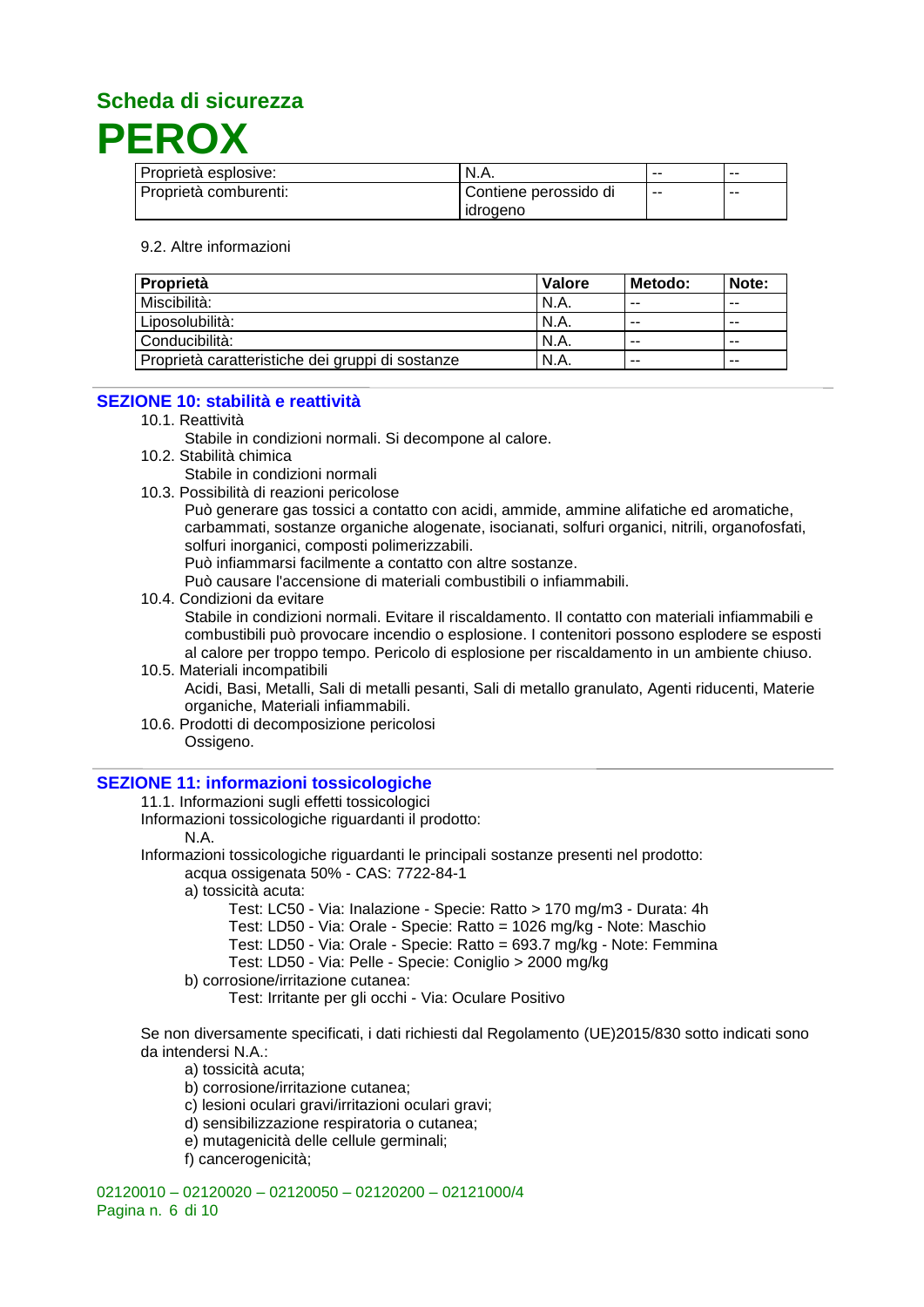| Proprietà esplosive: | N.A. | -- | -- |
|---|---|---|---|
| Proprietà comburenti: | Contiene perossido di idrogeno | -- | -- |

9.2. Altre informazioni

| Proprietà | Valore | Metodo: | Note: |
|---|---|---|---|
| Miscibilità: | N.A. | -- | -- |
| Liposolubilità: | N.A. | -- | -- |
| Conducibilità: | N.A. | -- | -- |
| Proprietà caratteristiche dei gruppi di sostanze | N.A. | -- | -- |

## SEZIONE 10: stabilità e reattività

10.1. Reattività

Stabile in condizioni normali. Si decompone al calore.

10.2. Stabilità chimica

Stabile in condizioni normali

10.3. Possibilità di reazioni pericolose

Può generare gas tossici a contatto con acidi, ammide, ammine alifatiche ed aromatiche, carbammati, sostanze organiche alogenate, isocianati, solfuri organici, nitrili, organofosfati, solfuri inorganici, composti polimerizzabili.
Può infiammarsi facilmente a contatto con altre sostanze.
Può causare l'accensione di materiali combustibili o infiammabili.

10.4. Condizioni da evitare

Stabile in condizioni normali. Evitare il riscaldamento. Il contatto con materiali infiammabili e combustibili può provocare incendio o esplosione. I contenitori possono esplodere se esposti al calore per troppo tempo. Pericolo di esplosione per riscaldamento in un ambiente chiuso.

10.5. Materiali incompatibili

Acidi, Basi, Metalli, Sali di metalli pesanti, Sali di metallo granulato, Agenti riducenti, Materie organiche, Materiali infiammabili.

10.6. Prodotti di decomposizione pericolosi

Ossigeno.

## SEZIONE 11: informazioni tossicologiche

11.1. Informazioni sugli effetti tossicologici

Informazioni tossicologiche riguardanti il prodotto:

N.A.

Informazioni tossicologiche riguardanti le principali sostanze presenti nel prodotto:

acqua ossigenata 50% - CAS: 7722-84-1

a) tossicità acuta:

Test: LC50 - Via: Inalazione - Specie: Ratto > 170 mg/m3 - Durata: 4h
Test: LD50 - Via: Orale - Specie: Ratto = 1026 mg/kg - Note: Maschio
Test: LD50 - Via: Orale - Specie: Ratto = 693.7 mg/kg - Note: Femmina
Test: LD50 - Via: Pelle - Specie: Coniglio > 2000 mg/kg

b) corrosione/irritazione cutanea:

Test: Irritante per gli occhi - Via: Oculare Positivo

Se non diversamente specificati, i dati richiesti dal Regolamento (UE)2015/830 sotto indicati sono da intendersi N.A.:

a) tossicità acuta;
b) corrosione/irritazione cutanea;
c) lesioni oculari gravi/irritazioni oculari gravi;
d) sensibilizzazione respiratoria o cutanea;
e) mutagenicità delle cellule germinali;
f) cancerogenicità;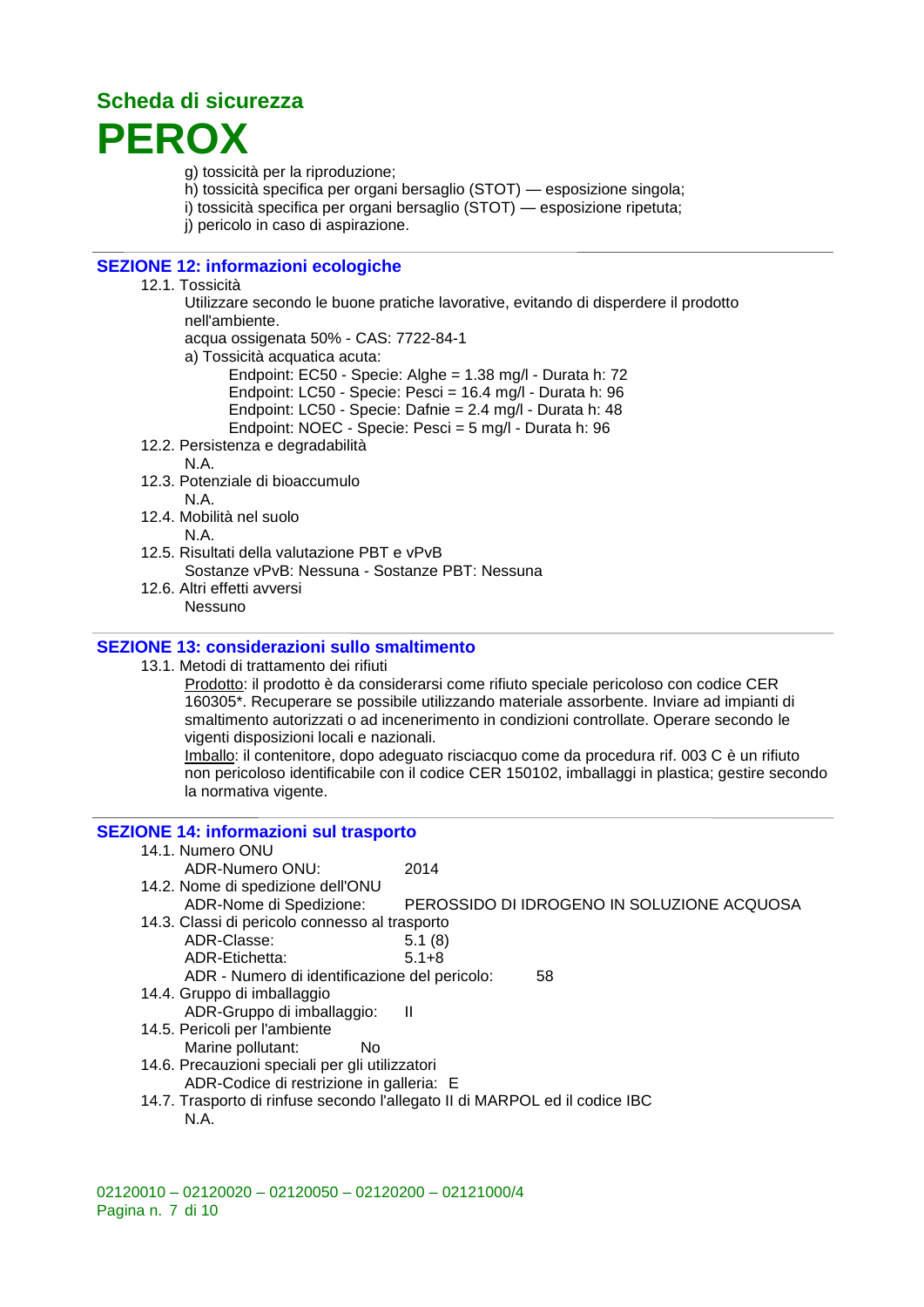g) tossicità per la riproduzione;
h) tossicità specifica per organi bersaglio (STOT) — esposizione singola;
i) tossicità specifica per organi bersaglio (STOT) — esposizione ripetuta;
j) pericolo in caso di aspirazione.

## SEZIONE 12: informazioni ecologiche

12.1. Tossicità

Utilizzare secondo le buone pratiche lavorative, evitando di disperdere il prodotto nell'ambiente.
acqua ossigenata 50% - CAS: 7722-84-1
a) Tossicità acquatica acuta:
Endpoint: EC50 - Specie: Alghe = 1.38 mg/l - Durata h: 72
Endpoint: LC50 - Specie: Pesci = 16.4 mg/l - Durata h: 96
Endpoint: LC50 - Specie: Dafnie = 2.4 mg/l - Durata h: 48
Endpoint: NOEC - Specie: Pesci = 5 mg/l - Durata h: 96

12.2. Persistenza e degradabilità
N.A.

12.3. Potenziale di bioaccumulo
N.A.

12.4. Mobilità nel suolo
N.A.

12.5. Risultati della valutazione PBT e vPvB
Sostanze vPvB: Nessuna - Sostanze PBT: Nessuna

12.6. Altri effetti avversi
Nessuno

## SEZIONE 13: considerazioni sullo smaltimento

13.1. Metodi di trattamento dei rifiuti

Prodotto: il prodotto è da considerarsi come rifiuto speciale pericoloso con codice CER 160305*. Recuperare se possibile utilizzando materiale assorbente. Inviare ad impianti di smaltimento autorizzati o ad incenerimento in condizioni controllate. Operare secondo le vigenti disposizioni locali e nazionali.

Imballo: il contenitore, dopo adeguato risciacquo come da procedura rif. 003 C è un rifiuto non pericoloso identificabile con il codice CER 150102, imballaggi in plastica; gestire secondo la normativa vigente.

## SEZIONE 14: informazioni sul trasporto

14.1. Numero ONU
ADR-Numero ONU: 2014

14.2. Nome di spedizione dell'ONU
ADR-Nome di Spedizione: PEROSSIDO DI IDROGENO IN SOLUZIONE ACQUOSA

14.3. Classi di pericolo connesso al trasporto
ADR-Classe: 5.1 (8)
ADR-Etichetta: 5.1+8
ADR - Numero di identificazione del pericolo: 58

14.4. Gruppo di imballaggio
ADR-Gruppo di imballaggio: II

14.5. Pericoli per l'ambiente
Marine pollutant: No

14.6. Precauzioni speciali per gli utilizzatori
ADR-Codice di restrizione in galleria: E

14.7. Trasporto di rinfuse secondo l'allegato II di MARPOL ed il codice IBC
N.A.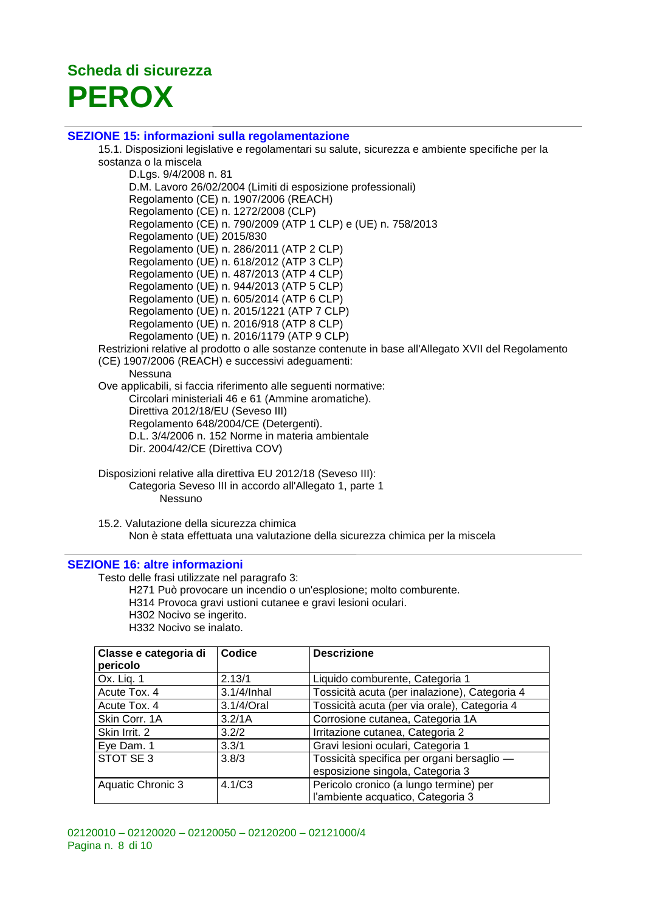# Scheda di sicurezza
# PEROX

## SEZIONE 15: informazioni sulla regolamentazione

15.1. Disposizioni legislative e regolamentari su salute, sicurezza e ambiente specifiche per la sostanza o la miscela

- D.Lgs. 9/4/2008 n. 81
- D.M. Lavoro 26/02/2004 (Limiti di esposizione professionali)
- Regolamento (CE) n. 1907/2006 (REACH)
- Regolamento (CE) n. 1272/2008 (CLP)
- Regolamento (CE) n. 790/2009 (ATP 1 CLP) e (UE) n. 758/2013
- Regolamento (UE) 2015/830
- Regolamento (UE) n. 286/2011 (ATP 2 CLP)
- Regolamento (UE) n. 618/2012 (ATP 3 CLP)
- Regolamento (UE) n. 487/2013 (ATP 4 CLP)
- Regolamento (UE) n. 944/2013 (ATP 5 CLP)
- Regolamento (UE) n. 605/2014 (ATP 6 CLP)
- Regolamento (UE) n. 2015/1221 (ATP 7 CLP)
- Regolamento (UE) n. 2016/918 (ATP 8 CLP)
- Regolamento (UE) n. 2016/1179 (ATP 9 CLP)

Restrizioni relative al prodotto o alle sostanze contenute in base all'Allegato XVII del Regolamento (CE) 1907/2006 (REACH) e successivi adeguamenti:

Nessuna

Ove applicabili, si faccia riferimento alle seguenti normative:

- Circolari ministeriali 46 e 61 (Ammine aromatiche).
- Direttiva 2012/18/EU (Seveso III)
- Regolamento 648/2004/CE (Detergenti).
- D.L. 3/4/2006 n. 152 Norme in materia ambientale
- Dir. 2004/42/CE (Direttiva COV)

Disposizioni relative alla direttiva EU 2012/18 (Seveso III):

Categoria Seveso III in accordo all'Allegato 1, parte 1

Nessuno

15.2. Valutazione della sicurezza chimica

Non è stata effettuata una valutazione della sicurezza chimica per la miscela

## SEZIONE 16: altre informazioni

Testo delle frasi utilizzate nel paragrafo 3:

- H271 Può provocare un incendio o un'esplosione; molto comburente.
- H314 Provoca gravi ustioni cutanee e gravi lesioni oculari.
- H302 Nocivo se ingerito.
- H332 Nocivo se inalato.

| Classe e categoria di pericolo | Codice | Descrizione |
|---|---|---|
| Ox. Liq. 1 | 2.13/1 | Liquido comburente, Categoria 1 |
| Acute Tox. 4 | 3.1/4/Inhal | Tossicità acuta (per inalazione), Categoria 4 |
| Acute Tox. 4 | 3.1/4/Oral | Tossicità acuta (per via orale), Categoria 4 |
| Skin Corr. 1A | 3.2/1A | Corrosione cutanea, Categoria 1A |
| Skin Irrit. 2 | 3.2/2 | Irritazione cutanea, Categoria 2 |
| Eye Dam. 1 | 3.3/1 | Gravi lesioni oculari, Categoria 1 |
| STOT SE 3 | 3.8/3 | Tossicità specifica per organi bersaglio — esposizione singola, Categoria 3 |
| Aquatic Chronic 3 | 4.1/C3 | Pericolo cronico (a lungo termine) per l'ambiente acquatico, Categoria 3 |

02120010 – 02120020 – 02120050 – 02120200 – 02121000/4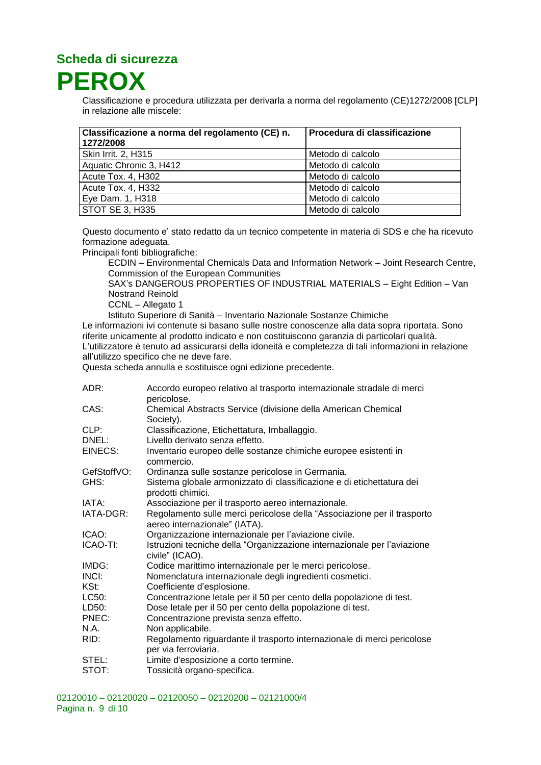Classificazione e procedura utilizzata per derivarla a norma del regolamento (CE)1272/2008 [CLP] in relazione alle miscele:

| Classificazione a norma del regolamento (CE) n. 1272/2008 | Procedura di classificazione |
|---|---|
| Skin Irrit. 2, H315 | Metodo di calcolo |
| Aquatic Chronic 3, H412 | Metodo di calcolo |
| Acute Tox. 4, H302 | Metodo di calcolo |
| Acute Tox. 4, H332 | Metodo di calcolo |
| Eye Dam. 1, H318 | Metodo di calcolo |
| STOT SE 3, H335 | Metodo di calcolo |

Questo documento e' stato redatto da un tecnico competente in materia di SDS e che ha ricevuto formazione adeguata.

Principali fonti bibliografiche:

- ECDIN – Environmental Chemicals Data and Information Network – Joint Research Centre, Commission of the European Communities
- SAX's DANGEROUS PROPERTIES OF INDUSTRIAL MATERIALS – Eight Edition – Van Nostrand Reinold
- CCNL – Allegato 1
- Istituto Superiore di Sanità – Inventario Nazionale Sostanze Chimiche

Le informazioni ivi contenute si basano sulle nostre conoscenze alla data sopra riportata. Sono riferite unicamente al prodotto indicato e non costituiscono garanzia di particolari qualità. L'utilizzatore è tenuto ad assicurarsi della idoneità e completezza di tali informazioni in relazione all'utilizzo specifico che ne deve fare.

Questa scheda annulla e sostituisce ogni edizione precedente.

| | |
|---|---|
| ADR: | Accordo europeo relativo al trasporto internazionale stradale di merci pericolose. |
| CAS: | Chemical Abstracts Service (divisione della American Chemical Society). |
| CLP: | Classificazione, Etichettatura, Imballaggio. |
| DNEL: | Livello derivato senza effetto. |
| EINECS: | Inventario europeo delle sostanze chimiche europee esistenti in commercio. |
| GefStoffVO: | Ordinanza sulle sostanze pericolose in Germania. |
| GHS: | Sistema globale armonizzato di classificazione e di etichettatura dei prodotti chimici. |
| IATA: | Associazione per il trasporto aereo internazionale. |
| IATA-DGR: | Regolamento sulle merci pericolose della "Associazione per il trasporto aereo internazionale" (IATA). |
| ICAO: | Organizzazione internazionale per l'aviazione civile. |
| ICAO-TI: | Istruzioni tecniche della "Organizzazione internazionale per l'aviazione civile" (ICAO). |
| IMDG: | Codice marittimo internazionale per le merci pericolose. |
| INCI: | Nomenclatura internazionale degli ingredienti cosmetici. |
| KSt: | Coefficiente d'esplosione. |
| LC50: | Concentrazione letale per il 50 per cento della popolazione di test. |
| LD50: | Dose letale per il 50 per cento della popolazione di test. |
| PNEC: | Concentrazione prevista senza effetto. |
| N.A. | Non applicabile. |
| RID: | Regolamento riguardante il trasporto internazionale di merci pericolose per via ferroviaria. |
| STEL: | Limite d'esposizione a corto termine. |
| STOT: | Tossicità organo-specifica. |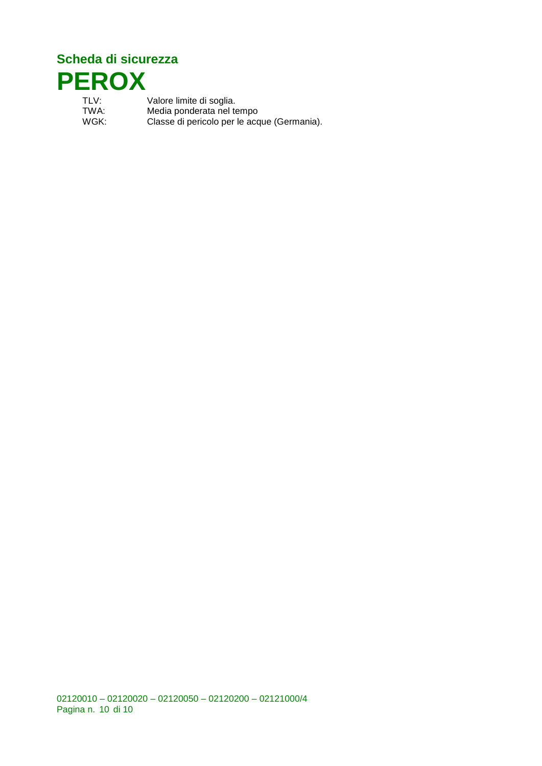TLV: Valore limite di soglia.
TWA: Media ponderata nel tempo
WGK: Classe di pericolo per le acque (Germania).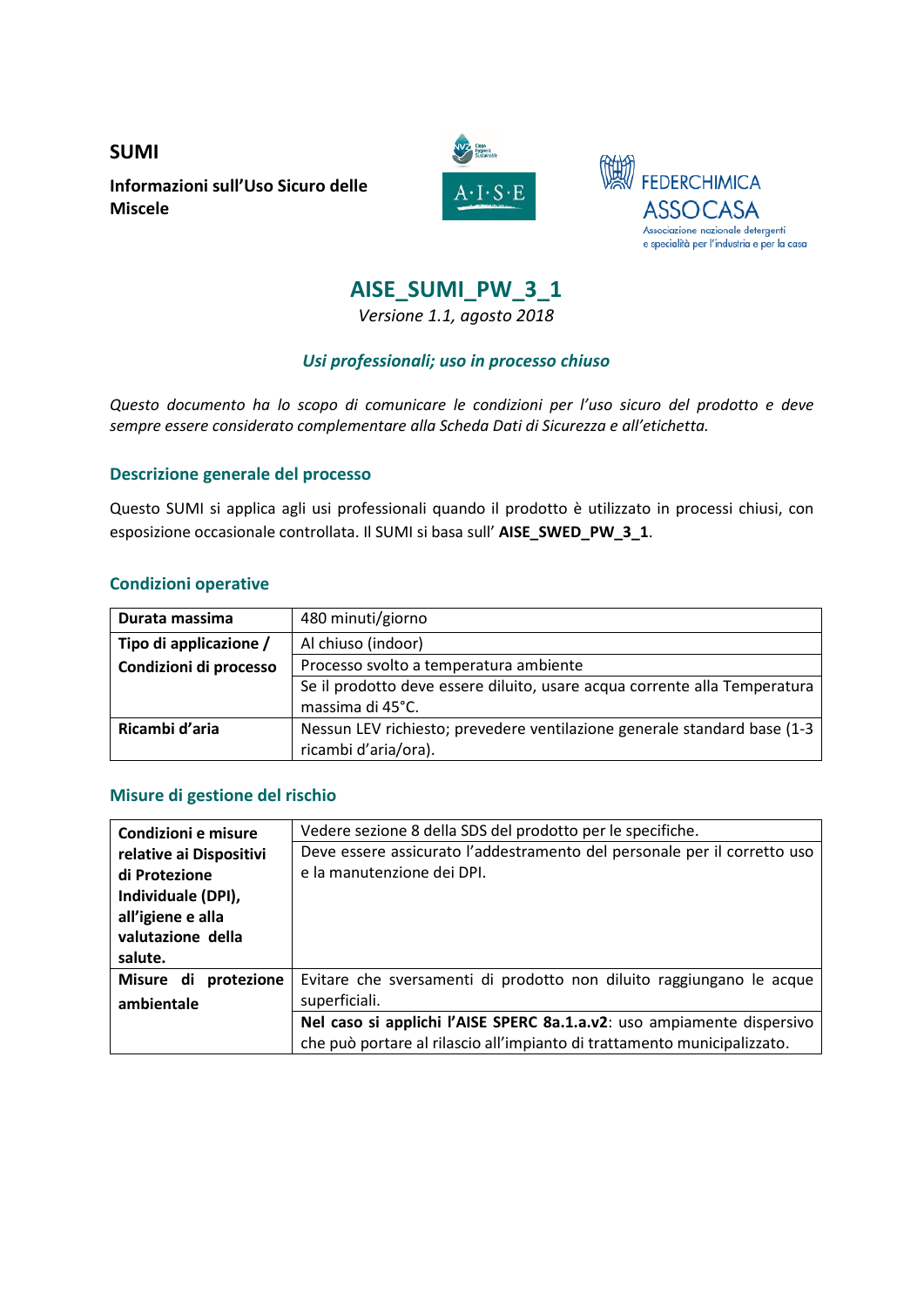**SUMI**

**Informazioni sull'Uso Sicuro delle Miscele**

# AISE_SUMI_PW_3_1

*Versione 1.1, agosto 2018*

### *Usi professionali; uso in processo chiuso*

*Questo documento ha lo scopo di comunicare le condizioni per l'uso sicuro del prodotto e deve sempre essere considerato complementare alla Scheda Dati di Sicurezza e all'etichetta.*

## Descrizione generale del processo

Questo SUMI si applica agli usi professionali quando il prodotto è utilizzato in processi chiusi, con esposizione occasionale controllata. Il SUMI si basa sull' **AISE_SWED_PW_3_1**.

## Condizioni operative

| | |
|---|---|
| **Durata massima** | 480 minuti/giorno |
| **Tipo di applicazione / Condizioni di processo** | Al chiuso (indoor) |
| | Processo svolto a temperatura ambiente |
| | Se il prodotto deve essere diluito, usare acqua corrente alla Temperatura massima di 45°C. |
| **Ricambi d'aria** | Nessun LEV richiesto; prevedere ventilazione generale standard base (1-3 ricambi d'aria/ora). |

## Misure di gestione del rischio

| | |
|---|---|
| **Condizioni e misure relative ai Dispositivi di Protezione Individuale (DPI), all'igiene e alla valutazione della salute.** | Vedere sezione 8 della SDS del prodotto per le specifiche. |
| | Deve essere assicurato l'addestramento del personale per il corretto uso e la manutenzione dei DPI. |
| **Misure di protezione ambientale** | Evitare che sversamenti di prodotto non diluito raggiungano le acque superficiali. |
| | **Nel caso si applichi l'AISE SPERC 8a.1.a.v2**: uso ampiamente dispersivo che può portare al rilascio all'impianto di trattamento municipalizzato. |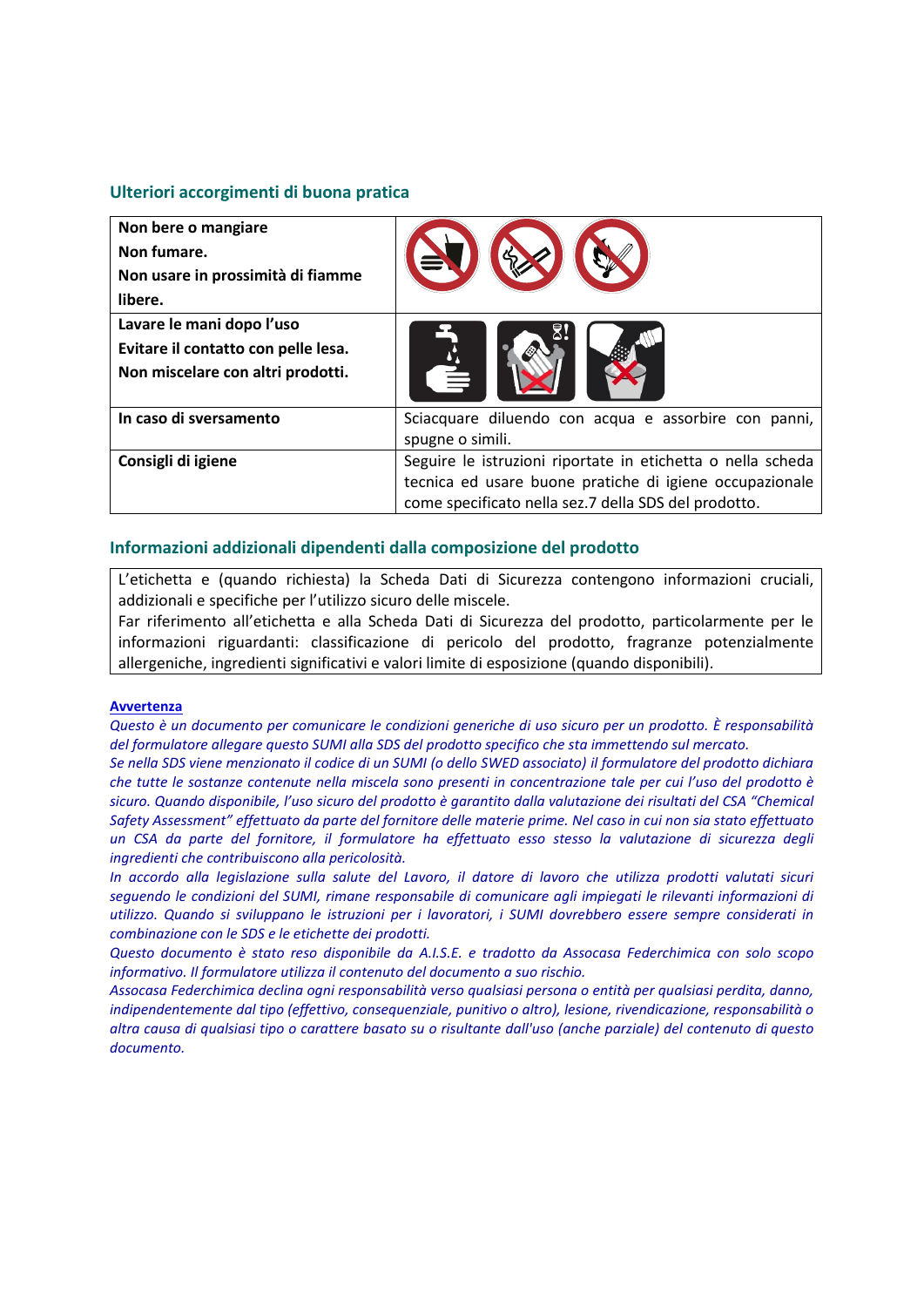### Ulteriori accorgimenti di buona pratica

| | |
|---|---|
| **Non bere o mangiare**<br>**Non fumare.**<br>**Non usare in prossimità di fiamme libere.** | |
| **Lavare le mani dopo l'uso**<br>**Evitare il contatto con pelle lesa.**<br>**Non miscelare con altri prodotti.** | |
| **In caso di sversamento** | Sciacquare diluendo con acqua e assorbire con panni, spugne o simili. |
| **Consigli di igiene** | Seguire le istruzioni riportate in etichetta o nella scheda tecnica ed usare buone pratiche di igiene occupazionale come specificato nella sez.7 della SDS del prodotto. |

### Informazioni addizionali dipendenti dalla composizione del prodotto

L'etichetta e (quando richiesta) la Scheda Dati di Sicurezza contengono informazioni cruciali, addizionali e specifiche per l'utilizzo sicuro delle miscele.
Far riferimento all'etichetta e alla Scheda Dati di Sicurezza del prodotto, particolarmente per le informazioni riguardanti: classificazione di pericolo del prodotto, fragranze potenzialmente allergeniche, ingredienti significativi e valori limite di esposizione (quando disponibili).

**Avvertenza**

*Questo è un documento per comunicare le condizioni generiche di uso sicuro per un prodotto. È responsabilità del formulatore allegare questo SUMI alla SDS del prodotto specifico che sta immettendo sul mercato.*
*Se nella SDS viene menzionato il codice di un SUMI (o dello SWED associato) il formulatore del prodotto dichiara che tutte le sostanze contenute nella miscela sono presenti in concentrazione tale per cui l'uso del prodotto è sicuro. Quando disponibile, l'uso sicuro del prodotto è garantito dalla valutazione dei risultati del CSA "Chemical Safety Assessment" effettuato da parte del fornitore delle materie prime. Nel caso in cui non sia stato effettuato un CSA da parte del fornitore, il formulatore ha effettuato esso stesso la valutazione di sicurezza degli ingredienti che contribuiscono alla pericolosità.*
*In accordo alla legislazione sulla salute del Lavoro, il datore di lavoro che utilizza prodotti valutati sicuri seguendo le condizioni del SUMI, rimane responsabile di comunicare agli impiegati le rilevanti informazioni di utilizzo. Quando si sviluppano le istruzioni per i lavoratori, i SUMI dovrebbero essere sempre considerati in combinazione con le SDS e le etichette dei prodotti.*
*Questo documento è stato reso disponibile da A.I.S.E. e tradotto da Assocasa Federchimica con solo scopo informativo. Il formulatore utilizza il contenuto del documento a suo rischio.*
*Assocasa Federchimica declina ogni responsabilità verso qualsiasi persona o entità per qualsiasi perdita, danno, indipendentemente dal tipo (effettivo, consequenziale, punitivo o altro), lesione, rivendicazione, responsabilità o altra causa di qualsiasi tipo o carattere basato su o risultante dall'uso (anche parziale) del contenuto di questo documento.*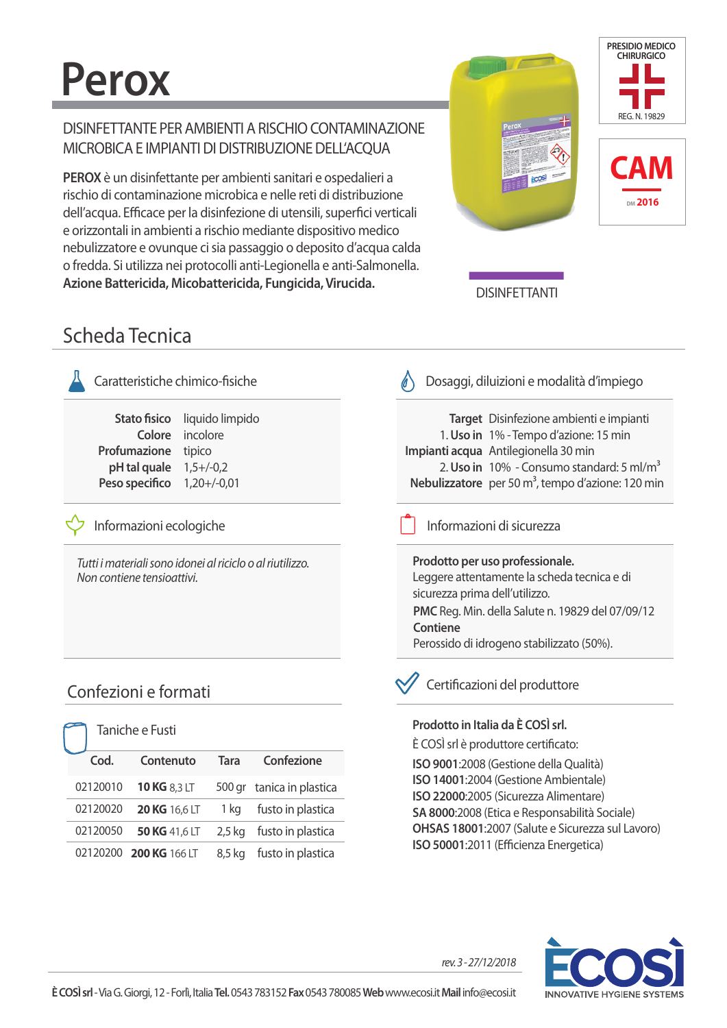# Perox

PRESIDIO MEDICO CHIRURGICO
REG. N. 19829

CAM
DM 2016

DISINFETTANTE PER AMBIENTI A RISCHIO CONTAMINAZIONE MICROBICA E IMPIANTI DI DISTRIBUZIONE DELL'ACQUA

**PEROX** è un disinfettante per ambienti sanitari e ospedalieri a rischio di contaminazione microbica e nelle reti di distribuzione dell'acqua. Efficace per la disinfezione di utensili, superfici verticali e orizzontali in ambienti a rischio mediante dispositivo medico nebulizzatore e ovunque ci sia passaggio o deposito d'acqua calda o fredda. Si utilizza nei protocolli anti-Legionella e anti-Salmonella.
**Azione Battericida, Micobattericida, Fungicida, Virucida.**

DISINFETTANTI

## Scheda Tecnica

### Caratteristiche chimico-fisiche

| | |
|---|---|
| **Stato fisico** | liquido limpido |
| **Colore** | incolore |
| **Profumazione** | tipico |
| **pH tal quale** | 1,5+/-0,2 |
| **Peso specifico** | 1,20+/-0,01 |

### Informazioni ecologiche

*Tutti i materiali sono idonei al riciclo o al riutilizzo.*
*Non contiene tensioattivi.*

### Dosaggi, diluizioni e modalità d'impiego

| | |
|---|---|
| **Target** | Disinfezione ambienti e impianti |
| 1. **Uso in Impianti acqua** | 1% - Tempo d'azione: 15 min Antilegionella 30 min |
| 2. **Uso in Nebulizzatore** | 10% - Consumo standard: 5 ml/m$^3$ per 50 m$^3$, tempo d'azione: 120 min |

### Informazioni di sicurezza

**Prodotto per uso professionale.**
Leggere attentamente la scheda tecnica e di sicurezza prima dell'utilizzo.
**PMC** Reg. Min. della Salute n. 19829 del 07/09/12
**Contiene**
Perossido di idrogeno stabilizzato (50%).

## Confezioni e formati

### Taniche e Fusti

| Cod. | Contenuto | Tara | Confezione |
|---|---|---|---|
| 02120010 | **10 KG** 8,3 LT | 500 gr | tanica in plastica |
| 02120020 | **20 KG** 16,6 LT | 1 kg | fusto in plastica |
| 02120050 | **50 KG** 41,6 LT | 2,5 kg | fusto in plastica |
| 02120200 | **200 KG** 166 LT | 8,5 kg | fusto in plastica |

### Certificazioni del produttore

**Prodotto in Italia da È COSÌ srl.**
È COSÌ srl è produttore certificato:
**ISO 9001**:2008 (Gestione della Qualità)
**ISO 14001**:2004 (Gestione Ambientale)
**ISO 22000**:2005 (Sicurezza Alimentare)
**SA 8000**:2008 (Etica e Responsabilità Sociale)
**OHSAS 18001**:2007 (Salute e Sicurezza sul Lavoro)
**ISO 50001**:2011 (Efficienza Energetica)

*rev. 3 - 27/12/2018*

**È COSÌ srl** - Via G. Giorgi, 12 - Forlì, Italia **Tel.** 0543 783152 **Fax** 0543 780085 **Web** www.ecosi.it **Mail** info@ecosi.it

ÈCOSÌ INNOVATIVE HYGIENE SYSTEMS